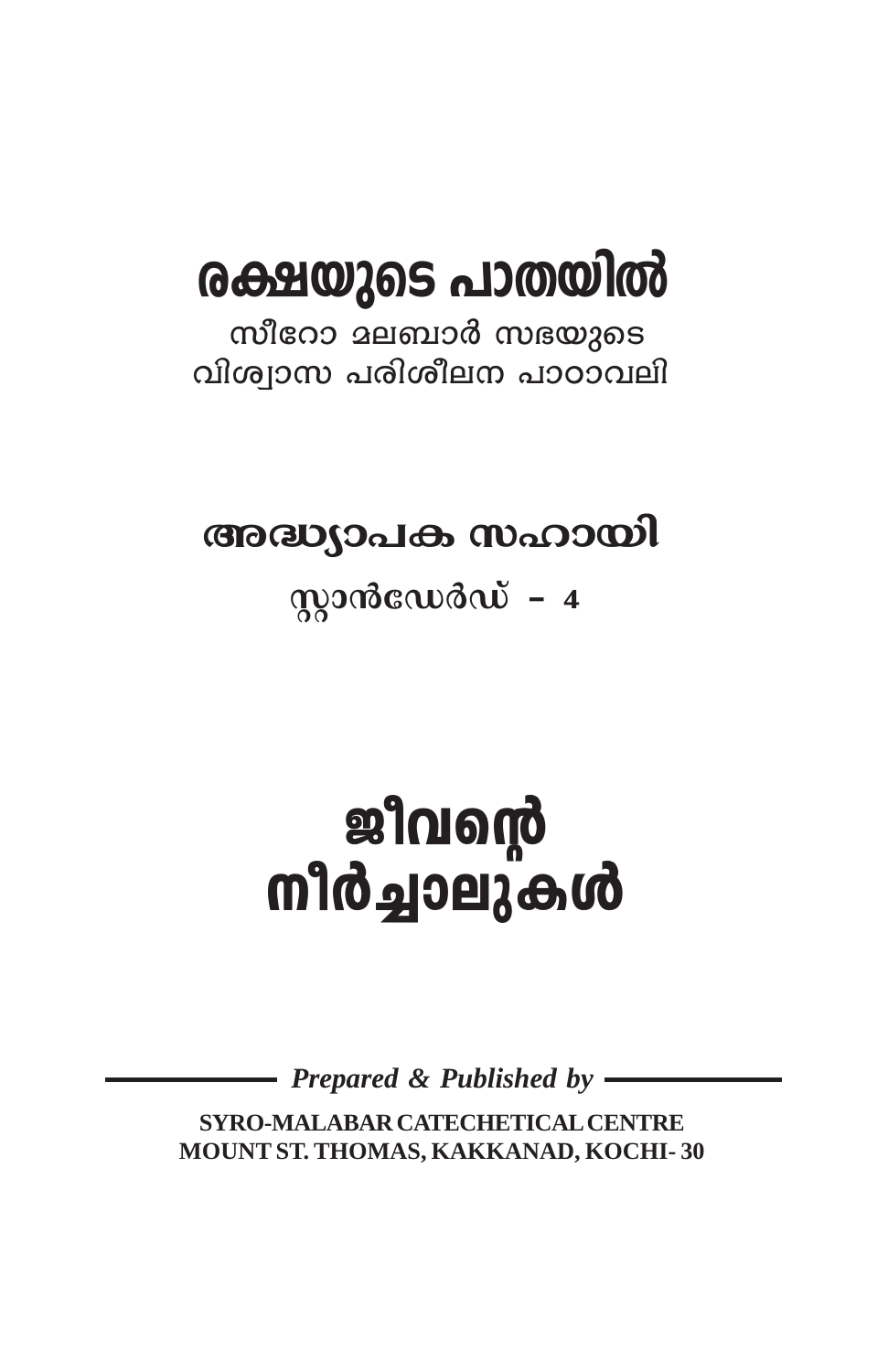# രക്ഷയുടെ പാതയിൽ

സീറോ മലബാർ സഭയുടെ
വിശ്വാസ പരിശീലന പാഠാവലി

## അദ്ധ്യാപക സഹായി

സ്റ്റാൻഡേർഡ് – 4

# ജീവന്റെ നീർച്ചാലുകൾ

*Prepared & Published by*

**SYRO-MALABAR CATECHETICAL CENTRE**
**MOUNT ST. THOMAS, KAKKANAD, KOCHI- 30**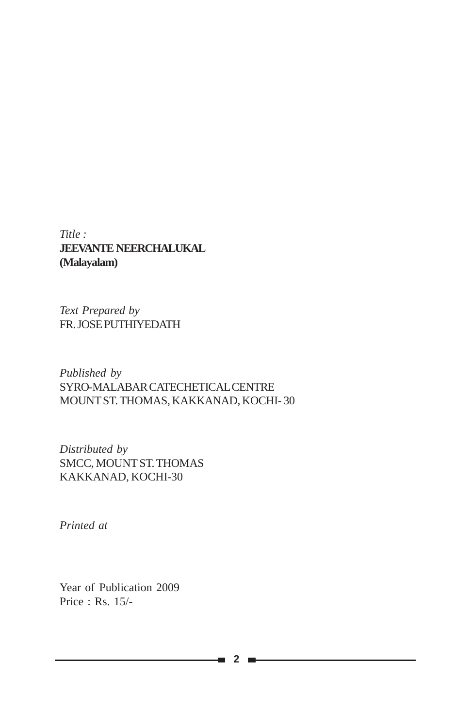*Title :*
**JEEVANTE NEERCHALUKAL**
**(Malayalam)**

*Text Prepared by*
FR. JOSE PUTHIYEDATH

*Published by*
SYRO-MALABAR CATECHETICAL CENTRE
MOUNT ST. THOMAS, KAKKANAD, KOCHI- 30

*Distributed by*
SMCC, MOUNT ST. THOMAS
KAKKANAD, KOCHI-30

*Printed at*

Year of Publication 2009
Price : Rs. 15/-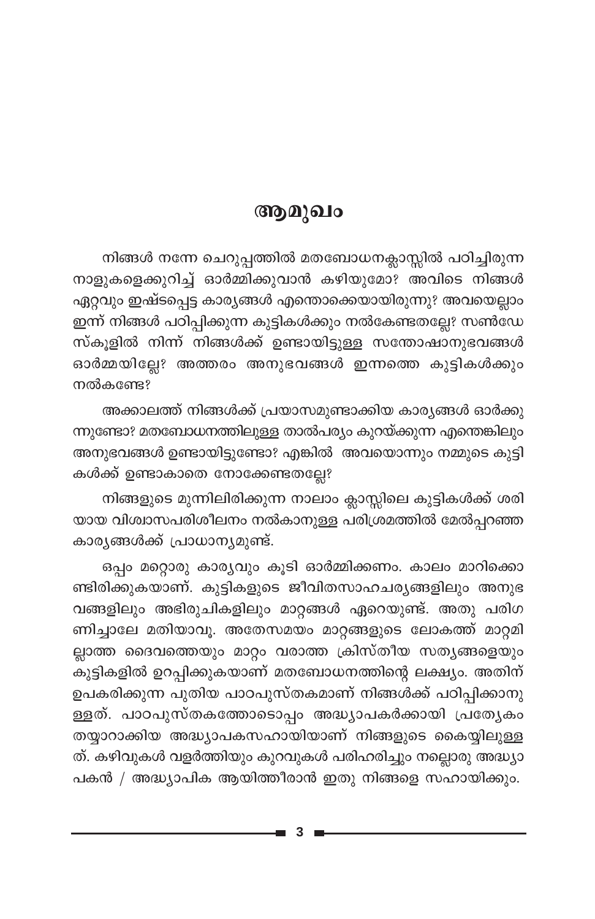# ആമുഖം

നിങ്ങൾ നന്നേ ചെറുപ്പത്തിൽ മതബോധനക്ലാസ്സിൽ പഠിച്ചിരുന്ന നാളുകളെക്കുറിച്ച് ഓർമ്മിക്കുവാൻ കഴിയുമോ? അവിടെ നിങ്ങൾ ഏറ്റവും ഇഷ്ടപ്പെട്ട കാര്യങ്ങൾ എന്തൊക്കെയായിരുന്നു? അവയെല്ലാം ഇന്ന് നിങ്ങൾ പഠിപ്പിക്കുന്ന കുട്ടികൾക്കും നൽകേണ്ടതല്ലേ? സൺഡേ സ്കൂളിൽ നിന്ന് നിങ്ങൾക്ക് ഉണ്ടായിട്ടുള്ള സന്തോഷാനുഭവങ്ങൾ ഓർമ്മയില്ലേ? അത്തരം അനുഭവങ്ങൾ ഇന്നത്തെ കുട്ടികൾക്കും നൽകണ്ടേ?

അക്കാലത്ത് നിങ്ങൾക്ക് പ്രയാസമുണ്ടാക്കിയ കാര്യങ്ങൾ ഓർക്കുന്നുണ്ടോ? മതബോധനത്തിലുള്ള താൽപര്യം കുറയ്ക്കുന്ന എന്തെങ്കിലും അനുഭവങ്ങൾ ഉണ്ടായിട്ടുണ്ടോ? എങ്കിൽ അവയൊന്നും നമ്മുടെ കുട്ടികൾക്ക് ഉണ്ടാകാതെ നോക്കേണ്ടതല്ലേ?

നിങ്ങളുടെ മുന്നിലിരിക്കുന്ന നാലാം ക്ലാസ്സിലെ കുട്ടികൾക്ക് ശരിയായ വിശ്വാസപരിശീലനം നൽകാനുള്ള പരിശ്രമത്തിൽ മേൽപ്പറഞ്ഞ കാര്യങ്ങൾക്ക് പ്രാധാന്യമുണ്ട്.

ഒപ്പം മറ്റൊരു കാര്യവും കൂടി ഓർമ്മിക്കണം. കാലം മാറിക്കൊണ്ടിരിക്കുകയാണ്. കുട്ടികളുടെ ജീവിതസാഹചര്യങ്ങളിലും അനുഭവങ്ങളിലും അഭിരുചികളിലും മാറ്റങ്ങൾ ഏറെയുണ്ട്. അതു പരിഗണിച്ചാലേ മതിയാവൂ. അതേസമയം മാറ്റങ്ങളുടെ ലോകത്ത് മാറ്റമില്ലാത്ത ദൈവത്തെയും മാറ്റം വരാത്ത ക്രിസ്തീയ സത്യങ്ങളെയും കുട്ടികളിൽ ഉറപ്പിക്കുകയാണ് മതബോധനത്തിന്റെ ലക്ഷ്യം. അതിന് ഉപകരിക്കുന്ന പുതിയ പാഠപുസ്തകമാണ് നിങ്ങൾക്ക് പഠിപ്പിക്കാനുള്ളത്. പാഠപുസ്തകത്തോടൊപ്പം അദ്ധ്യാപകർക്കായി പ്രത്യേകം തയ്യാറാക്കിയ അദ്ധ്യാപകസഹായിയാണ് നിങ്ങളുടെ കൈയ്യിലുള്ളത്. കഴിവുകൾ വളർത്തിയും കുറവുകൾ പരിഹരിച്ചും നല്ലൊരു അദ്ധ്യാപകൻ / അദ്ധ്യാപിക ആയിത്തീരാൻ ഇതു നിങ്ങളെ സഹായിക്കും.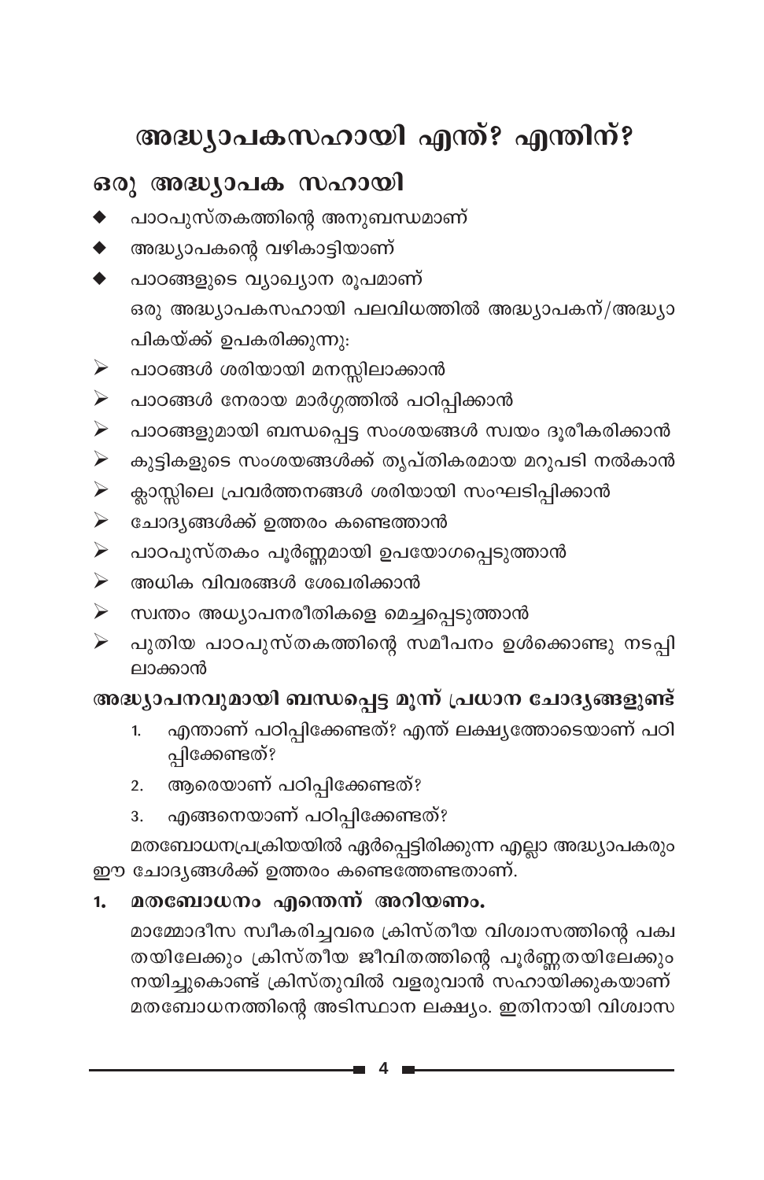# അദ്ധ്യാപകസഹായി എന്ത്? എന്തിന്?

## ഒരു അദ്ധ്യാപക സഹായി

- പാഠപുസ്തകത്തിന്റെ അനുബന്ധമാണ്
- അദ്ധ്യാപകന്റെ വഴികാട്ടിയാണ്
- പാഠങ്ങളുടെ വ്യാഖ്യാന രൂപമാണ്

ഒരു അദ്ധ്യാപകസഹായി പലവിധത്തിൽ അദ്ധ്യാപകന്/അദ്ധ്യാപികയ്ക്ക് ഉപകരിക്കുന്നു:

- പാഠങ്ങൾ ശരിയായി മനസ്സിലാക്കാൻ
- പാഠങ്ങൾ നേരായ മാർഗ്ഗത്തിൽ പഠിപ്പിക്കാൻ
- പാഠങ്ങളുമായി ബന്ധപ്പെട്ട സംശയങ്ങൾ സ്വയം ദൂരീകരിക്കാൻ
- കുട്ടികളുടെ സംശയങ്ങൾക്ക് തൃപ്തികരമായ മറുപടി നൽകാൻ
- ക്ലാസ്സിലെ പ്രവർത്തനങ്ങൾ ശരിയായി സംഘടിപ്പിക്കാൻ
- ചോദ്യങ്ങൾക്ക് ഉത്തരം കണ്ടെത്താൻ
- പാഠപുസ്തകം പൂർണ്ണമായി ഉപയോഗപ്പെടുത്താൻ
- അധിക വിവരങ്ങൾ ശേഖരിക്കാൻ
- സ്വന്തം അധ്യാപനരീതികളെ മെച്ചപ്പെടുത്താൻ
- പുതിയ പാഠപുസ്തകത്തിന്റെ സമീപനം ഉൾക്കൊണ്ടു നടപ്പിലാക്കാൻ

### അദ്ധ്യാപനവുമായി ബന്ധപ്പെട്ട മൂന്ന് പ്രധാന ചോദ്യങ്ങളുണ്ട്

1. എന്താണ് പഠിപ്പിക്കേണ്ടത്? എന്ത് ലക്ഷ്യത്തോടെയാണ് പഠിപ്പിക്കേണ്ടത്?
2. ആരെയാണ് പഠിപ്പിക്കേണ്ടത്?
3. എങ്ങനെയാണ് പഠിപ്പിക്കേണ്ടത്?

മതബോധനപ്രക്രിയയിൽ ഏർപ്പെട്ടിരിക്കുന്ന എല്ലാ അദ്ധ്യാപകരും ഈ ചോദ്യങ്ങൾക്ക് ഉത്തരം കണ്ടെത്തേണ്ടതാണ്.

### 1. മതബോധനം എന്തെന്ന് അറിയണം.

മാമ്മോദീസ സ്വീകരിച്ചവരെ ക്രിസ്തീയ വിശ്വാസത്തിന്റെ പക്വതയിലേക്കും ക്രിസ്തീയ ജീവിതത്തിന്റെ പൂർണ്ണതയിലേക്കും നയിച്ചുകൊണ്ട് ക്രിസ്തുവിൽ വളരുവാൻ സഹായിക്കുകയാണ് മതബോധനത്തിന്റെ അടിസ്ഥാന ലക്ഷ്യം. ഇതിനായി വിശ്വാസ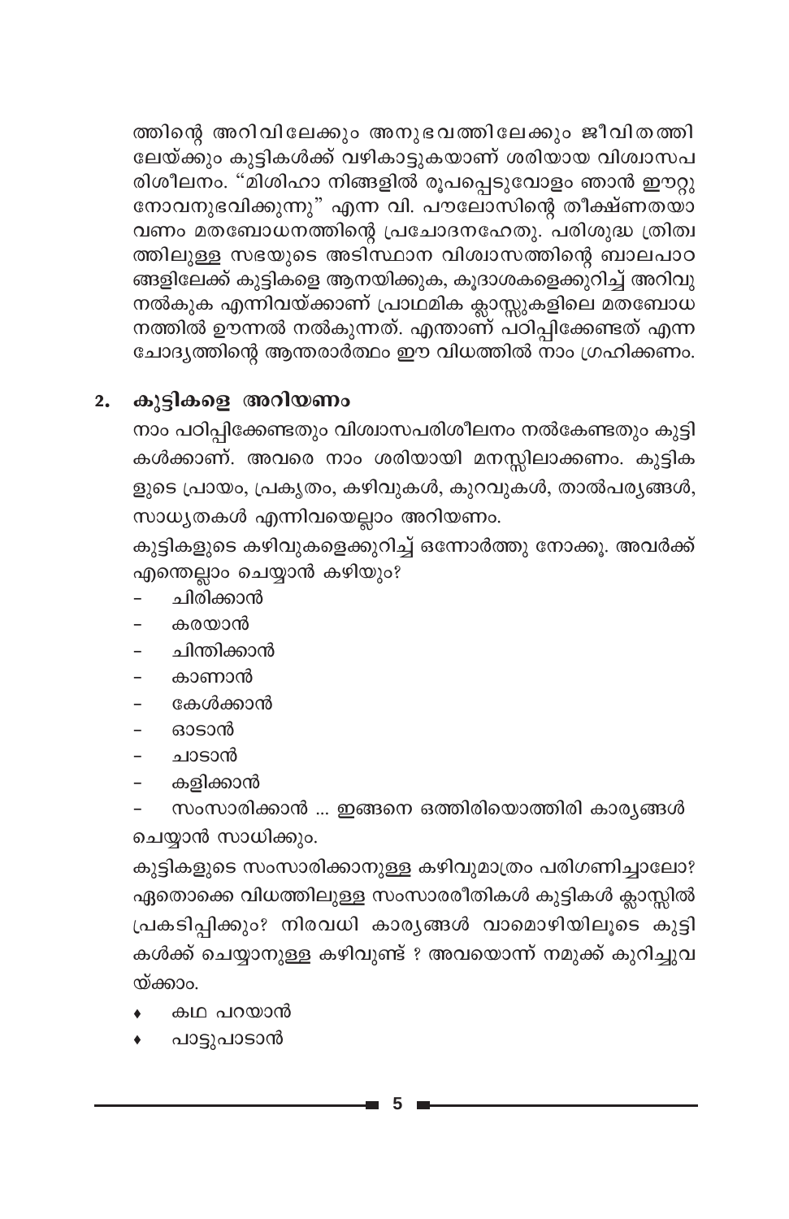ത്തിന്റെ അറിവിലേക്കും അനുഭവത്തിലേക്കും ജീവിതത്തിലേയ്ക്കും കുട്ടികൾക്ക് വഴികാട്ടുകയാണ് ശരിയായ വിശ്വാസപരിശീലനം. "മിശിഹാ നിങ്ങളിൽ രൂപപ്പെടുവോളം ഞാൻ ഈറ്റുനോവനുഭവിക്കുന്നു" എന്ന വി. പൗലോസിന്റെ തീക്ഷ്ണതയാവണം മതബോധനത്തിന്റെ പ്രചോദനഹേതു. പരിശുദ്ധ ത്രിത്വത്തിലുള്ള സഭയുടെ അടിസ്ഥാന വിശ്വാസത്തിന്റെ ബാലപാഠങ്ങളിലേക്ക് കുട്ടികളെ ആനയിക്കുക, കൂദാശകളെക്കുറിച്ച് അറിവു നൽകുക എന്നിവയ്ക്കാണ് പ്രാഥമിക ക്ലാസ്സുകളിലെ മതബോധനത്തിൽ ഊന്നൽ നൽകുന്നത്. എന്താണ് പഠിപ്പിക്കേണ്ടത് എന്ന ചോദ്യത്തിന്റെ ആന്തരാർത്ഥം ഈ വിധത്തിൽ നാം ഗ്രഹിക്കണം.

## 2. കുട്ടികളെ അറിയണം

നാം പഠിപ്പിക്കേണ്ടതും വിശ്വാസപരിശീലനം നൽകേണ്ടതും കുട്ടികൾക്കാണ്. അവരെ നാം ശരിയായി മനസ്സിലാക്കണം. കുട്ടികളുടെ പ്രായം, പ്രകൃതം, കഴിവുകൾ, കുറവുകൾ, താൽപര്യങ്ങൾ, സാധ്യതകൾ എന്നിവയെല്ലാം അറിയണം.

കുട്ടികളുടെ കഴിവുകളെക്കുറിച്ച് ഒന്നോർത്തു നോക്കൂ. അവർക്ക് എന്തെല്ലാം ചെയ്യാൻ കഴിയും?

- ചിരിക്കാൻ
- കരയാൻ
- ചിന്തിക്കാൻ
- കാണാൻ
- കേൾക്കാൻ
- ഓടാൻ
- ചാടാൻ
- കളിക്കാൻ
- സംസാരിക്കാൻ ... ഇങ്ങനെ ഒത്തിരിയൊത്തിരി കാര്യങ്ങൾ ചെയ്യാൻ സാധിക്കും.

കുട്ടികളുടെ സംസാരിക്കാനുള്ള കഴിവുമാത്രം പരിഗണിച്ചാലോ? ഏതൊക്കെ വിധത്തിലുള്ള സംസാരരീതികൾ കുട്ടികൾ ക്ലാസ്സിൽ പ്രകടിപ്പിക്കും? നിരവധി കാര്യങ്ങൾ വാമൊഴിയിലൂടെ കുട്ടികൾക്ക് ചെയ്യാനുള്ള കഴിവുണ്ട് ? അവയൊന്ന് നമുക്ക് കുറിച്ചുവയ്ക്കാം.

- കഥ പറയാൻ
- പാട്ടുപാടാൻ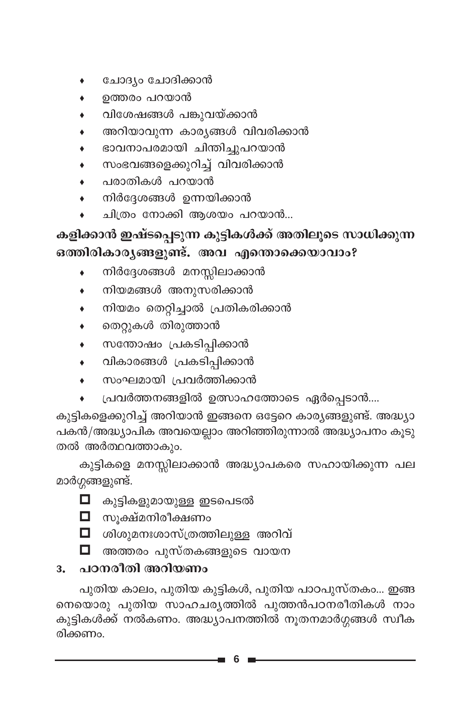- ചോദ്യം ചോദിക്കാൻ
- ഉത്തരം പറയാൻ
- വിശേഷങ്ങൾ പങ്കുവയ്ക്കാൻ
- അറിയാവുന്ന കാര്യങ്ങൾ വിവരിക്കാൻ
- ഭാവനാപരമായി ചിന്തിച്ചുപറയാൻ
- സംഭവങ്ങളെക്കുറിച്ച് വിവരിക്കാൻ
- പരാതികൾ പറയാൻ
- നിർദ്ദേശങ്ങൾ ഉന്നയിക്കാൻ
- ചിത്രം നോക്കി ആശയം പറയാൻ...

**കളിക്കാൻ ഇഷ്ടപ്പെടുന്ന കുട്ടികൾക്ക് അതിലൂടെ സാധിക്കുന്ന ഒത്തിരികാര്യങ്ങളുണ്ട്. അവ എന്തൊക്കെയാവാം?**

- നിർദ്ദേശങ്ങൾ മനസ്സിലാക്കാൻ
- നിയമങ്ങൾ അനുസരിക്കാൻ
- നിയമം തെറ്റിച്ചാൽ പ്രതികരിക്കാൻ
- തെറ്റുകൾ തിരുത്താൻ
- സന്തോഷം പ്രകടിപ്പിക്കാൻ
- വികാരങ്ങൾ പ്രകടിപ്പിക്കാൻ
- സംഘമായി പ്രവർത്തിക്കാൻ
- പ്രവർത്തനങ്ങളിൽ ഉത്സാഹത്തോടെ ഏർപ്പെടാൻ....

കുട്ടികളെക്കുറിച്ച് അറിയാൻ ഇങ്ങനെ ഒട്ടേറെ കാര്യങ്ങളുണ്ട്. അദ്ധ്യാപകൻ/അദ്ധ്യാപിക അവയെല്ലാം അറിഞ്ഞിരുന്നാൽ അദ്ധ്യാപനം കൂടുതൽ അർത്ഥവത്താകും.

കുട്ടികളെ മനസ്സിലാക്കാൻ അദ്ധ്യാപകരെ സഹായിക്കുന്ന പല മാർഗ്ഗങ്ങളുണ്ട്.

- കുട്ടികളുമായുള്ള ഇടപെടൽ
- സൂക്ഷ്മനിരീക്ഷണം
- ശിശുമനഃശാസ്ത്രത്തിലുള്ള അറിവ്
- അത്തരം പുസ്തകങ്ങളുടെ വായന

## 3. പഠനരീതി അറിയണം

പുതിയ കാലം, പുതിയ കുട്ടികൾ, പുതിയ പാഠപുസ്തകം... ഇങ്ങനെയൊരു പുതിയ സാഹചര്യത്തിൽ പുത്തൻപഠനരീതികൾ നാം കുട്ടികൾക്ക് നൽകണം. അദ്ധ്യാപനത്തിൽ നൂതനമാർഗ്ഗങ്ങൾ സ്വീകരിക്കണം.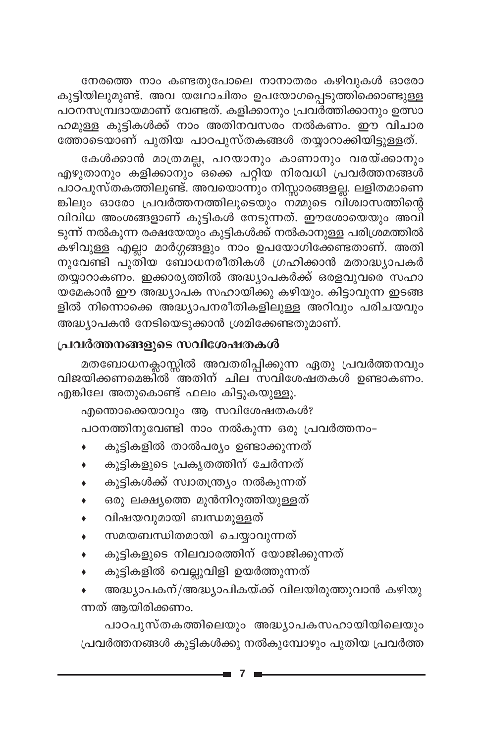നേരത്തെ നാം കണ്ടതുപോലെ നാനാതരം കഴിവുകൾ ഓരോ കുട്ടിയിലുമുണ്ട്. അവ യഥോചിതം ഉപയോഗപ്പെടുത്തിക്കൊണ്ടുള്ള പഠനസമ്പ്രദായമാണ് വേണ്ടത്. കളിക്കാനും പ്രവർത്തിക്കാനും ഉത്സാഹമുള്ള കുട്ടികൾക്ക് നാം അതിനവസരം നൽകണം. ഈ വിചാരത്തോടെയാണ് പുതിയ പാഠപുസ്തകങ്ങൾ തയ്യാറാക്കിയിട്ടുള്ളത്.

കേൾക്കാൻ മാത്രമല്ല, പറയാനും കാണാനും വരയ്ക്കാനും എഴുതാനും കളിക്കാനും ഒക്കെ പറ്റിയ നിരവധി പ്രവർത്തനങ്ങൾ പാഠപുസ്തകത്തിലുണ്ട്. അവയൊന്നും നിസ്സാരങ്ങളല്ല. ലളിതമാണെങ്കിലും ഓരോ പ്രവർത്തനത്തിലൂടെയും നമ്മുടെ വിശ്വാസത്തിന്റെ വിവിധ അംശങ്ങളാണ് കുട്ടികൾ നേടുന്നത്. ഈശോയെയും അവിടുന്ന് നൽകുന്ന രക്ഷയേയും കുട്ടികൾക്ക് നൽകാനുള്ള പരിശ്രമത്തിൽ കഴിവുള്ള എല്ലാ മാർഗ്ഗങ്ങളും നാം ഉപയോഗിക്കേണ്ടതാണ്. അതിനുവേണ്ടി പുതിയ ബോധനരീതികൾ ഗ്രഹിക്കാൻ മതാദ്ധ്യാപകർ തയ്യാറാകണം. ഇക്കാര്യത്തിൽ അദ്ധ്യാപകർക്ക് ഒരളവുവരെ സഹായമേകാൻ ഈ അദ്ധ്യാപക സഹായിക്കു കഴിയും. കിട്ടാവുന്ന ഇടങ്ങളിൽ നിന്നൊക്കെ അദ്ധ്യാപനരീതികളിലുള്ള അറിവും പരിചയവും അദ്ധ്യാപകൻ നേടിയെടുക്കാൻ ശ്രമിക്കേണ്ടതുമാണ്.

## പ്രവർത്തനങ്ങളുടെ സവിശേഷതകൾ

മതബോധനക്ലാസ്സിൽ അവതരിപ്പിക്കുന്ന ഏതു പ്രവർത്തനവും വിജയിക്കണമെങ്കിൽ അതിന് ചില സവിശേഷതകൾ ഉണ്ടാകണം. എങ്കിലേ അതുകൊണ്ട് ഫലം കിട്ടുകയുള്ളൂ.

എന്തൊക്കെയാവും ആ സവിശേഷതകൾ?

പഠനത്തിനുവേണ്ടി നാം നൽകുന്ന ഒരു പ്രവർത്തനം-

- കുട്ടികളിൽ താൽപര്യം ഉണ്ടാക്കുന്നത്
- കുട്ടികളുടെ പ്രകൃതത്തിന് ചേർന്നത്
- കുട്ടികൾക്ക് സ്വാതന്ത്ര്യം നൽകുന്നത്
- ഒരു ലക്ഷ്യത്തെ മുൻനിറുത്തിയുള്ളത്
- വിഷയവുമായി ബന്ധമുള്ളത്
- സമയബന്ധിതമായി ചെയ്യാവുന്നത്
- കുട്ടികളുടെ നിലവാരത്തിന് യോജിക്കുന്നത്
- കുട്ടികളിൽ വെല്ലുവിളി ഉയർത്തുന്നത്
- അദ്ധ്യാപകന്/അദ്ധ്യാപികയ്ക്ക് വിലയിരുത്തുവാൻ കഴിയുന്നത് ആയിരിക്കണം.

പാഠപുസ്തകത്തിലെയും അദ്ധ്യാപകസഹായിയിലെയും പ്രവർത്തനങ്ങൾ കുട്ടികൾക്കു നൽകുമ്പോഴും പുതിയ പ്രവർത്ത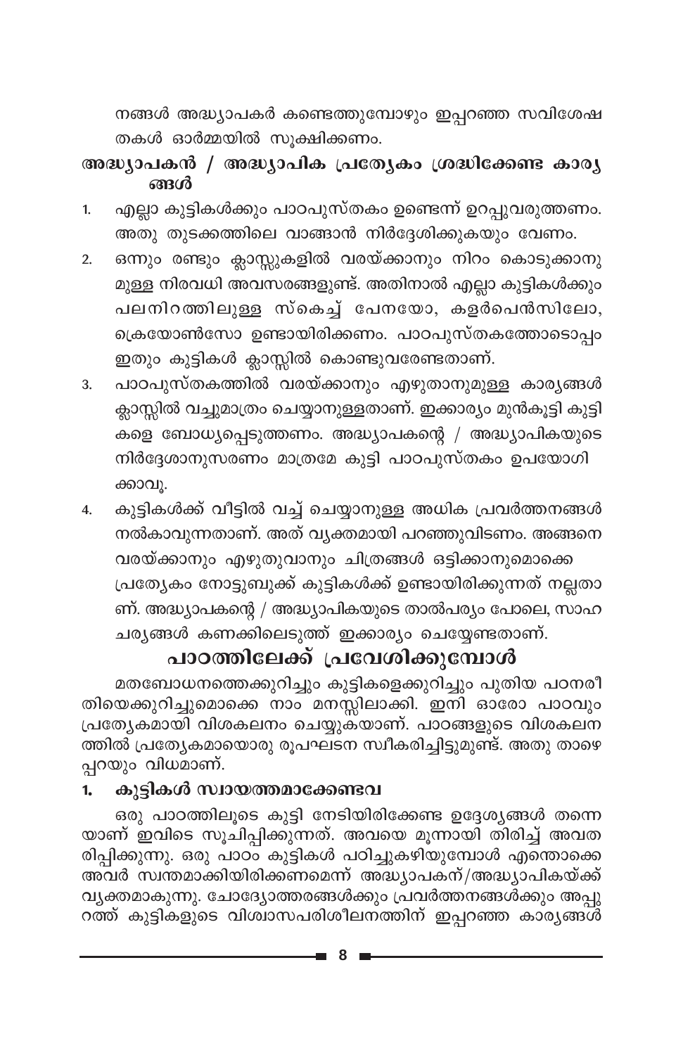നങ്ങൾ അദ്ധ്യാപകർ കണ്ടെത്തുമ്പോഴും ഇപ്പറഞ്ഞ സവിശേഷതകൾ ഓർമ്മയിൽ സൂക്ഷിക്കണം.

### അദ്ധ്യാപകൻ / അദ്ധ്യാപിക പ്രത്യേകം ശ്രദ്ധിക്കേണ്ട കാര്യങ്ങൾ

1. എല്ലാ കുട്ടികൾക്കും പാഠപുസ്തകം ഉണ്ടെന്ന് ഉറപ്പുവരുത്തണം. അതു തുടക്കത്തിലെ വാങ്ങാൻ നിർദ്ദേശിക്കുകയും വേണം.
2. ഒന്നും രണ്ടും ക്ലാസ്സുകളിൽ വരയ്ക്കാനും നിറം കൊടുക്കാനുമുള്ള നിരവധി അവസരങ്ങളുണ്ട്. അതിനാൽ എല്ലാ കുട്ടികൾക്കും പലനിറത്തിലുള്ള സ്കെച്ച് പേനയോ, കളർപെൻസിലോ, ക്രെയോൺസോ ഉണ്ടായിരിക്കണം. പാഠപുസ്തകത്തോടൊപ്പം ഇതും കുട്ടികൾ ക്ലാസ്സിൽ കൊണ്ടുവരേണ്ടതാണ്.
3. പാഠപുസ്തകത്തിൽ വരയ്ക്കാനും എഴുതാനുമുള്ള കാര്യങ്ങൾ ക്ലാസ്സിൽ വച്ചുമാത്രം ചെയ്യാനുള്ളതാണ്. ഇക്കാര്യം മുൻകൂട്ടി കുട്ടികളെ ബോധ്യപ്പെടുത്തണം. അദ്ധ്യാപകന്റെ / അദ്ധ്യാപികയുടെ നിർദ്ദേശാനുസരണം മാത്രമേ കുട്ടി പാഠപുസ്തകം ഉപയോഗിക്കാവൂ.
4. കുട്ടികൾക്ക് വീട്ടിൽ വച്ച് ചെയ്യാനുള്ള അധിക പ്രവർത്തനങ്ങൾ നൽകാവുന്നതാണ്. അത് വ്യക്തമായി പറഞ്ഞുവിടണം. അങ്ങനെ വരയ്ക്കാനും എഴുതുവാനും ചിത്രങ്ങൾ ഒട്ടിക്കാനുമൊക്കെ പ്രത്യേകം നോട്ടുബുക്ക് കുട്ടികൾക്ക് ഉണ്ടായിരിക്കുന്നത് നല്ലതാണ്. അദ്ധ്യാപകന്റെ / അദ്ധ്യാപികയുടെ താൽപര്യം പോലെ, സാഹചര്യങ്ങൾ കണക്കിലെടുത്ത് ഇക്കാര്യം ചെയ്യേണ്ടതാണ്.

## പാഠത്തിലേക്ക് പ്രവേശിക്കുമ്പോൾ

മതബോധനത്തെക്കുറിച്ചും കുട്ടികളെക്കുറിച്ചും പുതിയ പഠനരീതിയെക്കുറിച്ചുമൊക്കെ നാം മനസ്സിലാക്കി. ഇനി ഓരോ പാഠവും പ്രത്യേകമായി വിശകലനം ചെയ്യുകയാണ്. പാഠങ്ങളുടെ വിശകലനത്തിൽ പ്രത്യേകമായൊരു രൂപഘടന സ്വീകരിച്ചിട്ടുമുണ്ട്. അതു താഴെപ്പറയും വിധമാണ്.

### 1. കുട്ടികൾ സ്വായത്തമാക്കേണ്ടവ

ഒരു പാഠത്തിലൂടെ കുട്ടി നേടിയിരിക്കേണ്ട ഉദ്ദേശ്യങ്ങൾ തന്നെയാണ് ഇവിടെ സൂചിപ്പിക്കുന്നത്. അവയെ മൂന്നായി തിരിച്ച് അവതരിപ്പിക്കുന്നു. ഒരു പാഠം കുട്ടികൾ പഠിച്ചുകഴിയുമ്പോൾ എന്തൊക്കെ അവർ സ്വന്തമാക്കിയിരിക്കണമെന്ന് അദ്ധ്യാപകന്/അദ്ധ്യാപികയ്ക്ക് വ്യക്തമാകുന്നു. ചോദ്യോത്തരങ്ങൾക്കും പ്രവർത്തനങ്ങൾക്കും അപ്പുറത്ത് കുട്ടികളുടെ വിശ്വാസപരിശീലനത്തിന് ഇപ്പറഞ്ഞ കാര്യങ്ങൾ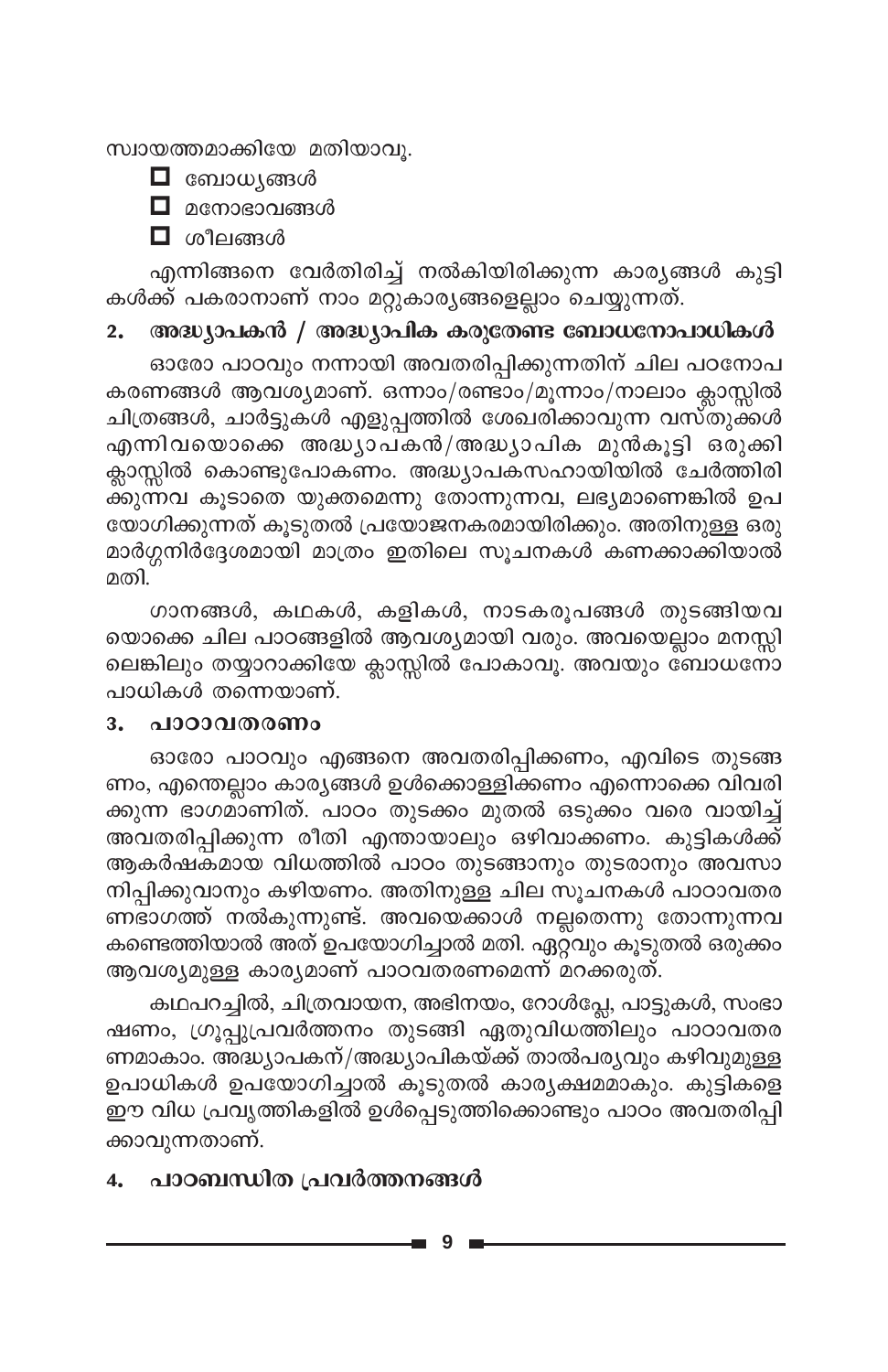സ്വായത്തമാക്കിയേ മതിയാവൂ.

- ☐ ബോധ്യങ്ങൾ
- ☐ മനോഭാവങ്ങൾ
- ☐ ശീലങ്ങൾ

എന്നിങ്ങനെ വേർതിരിച്ച് നൽകിയിരിക്കുന്ന കാര്യങ്ങൾ കുട്ടികൾക്ക് പകരാനാണ് നാം മറ്റുകാര്യങ്ങളെല്ലാം ചെയ്യുന്നത്.

## 2. അദ്ധ്യാപകൻ / അദ്ധ്യാപിക കരുതേണ്ട ബോധനോപാധികൾ

ഓരോ പാഠവും നന്നായി അവതരിപ്പിക്കുന്നതിന് ചില പഠനോപകരണങ്ങൾ ആവശ്യമാണ്. ഒന്നാം/രണ്ടാം/മൂന്നാം/നാലാം ക്ലാസ്സിൽ ചിത്രങ്ങൾ, ചാർട്ടുകൾ എളുപ്പത്തിൽ ശേഖരിക്കാവുന്ന വസ്തുക്കൾ എന്നിവയൊക്കെ അദ്ധ്യാപകൻ/അദ്ധ്യാപിക മുൻകൂട്ടി ഒരുക്കി ക്ലാസ്സിൽ കൊണ്ടുപോകണം. അദ്ധ്യാപകസഹായിയിൽ ചേർത്തിരിക്കുന്നവ കൂടാതെ യുക്തമെന്നു തോന്നുന്നവ, ലഭ്യമാണെങ്കിൽ ഉപയോഗിക്കുന്നത് കൂടുതൽ പ്രയോജനകരമായിരിക്കും. അതിനുള്ള ഒരു മാർഗ്ഗനിർദ്ദേശമായി മാത്രം ഇതിലെ സൂചനകൾ കണക്കാക്കിയാൽ മതി.

ഗാനങ്ങൾ, കഥകൾ, കളികൾ, നാടകരൂപങ്ങൾ തുടങ്ങിയവയൊക്കെ ചില പാഠങ്ങളിൽ ആവശ്യമായി വരും. അവയെല്ലാം മനസ്സിലെങ്കിലും തയ്യാറാക്കിയേ ക്ലാസ്സിൽ പോകാവൂ. അവയും ബോധനോപാധികൾ തന്നെയാണ്.

## 3. പാഠാവതരണം

ഓരോ പാഠവും എങ്ങനെ അവതരിപ്പിക്കണം, എവിടെ തുടങ്ങണം, എന്തെല്ലാം കാര്യങ്ങൾ ഉൾക്കൊള്ളിക്കണം എന്നൊക്കെ വിവരിക്കുന്ന ഭാഗമാണിത്. പാഠം തുടക്കം മുതൽ ഒടുക്കം വരെ വായിച്ച് അവതരിപ്പിക്കുന്ന രീതി എന്തായാലും ഒഴിവാക്കണം. കുട്ടികൾക്ക് ആകർഷകമായ വിധത്തിൽ പാഠം തുടങ്ങാനും തുടരാനും അവസാനിപ്പിക്കുവാനും കഴിയണം. അതിനുള്ള ചില സൂചനകൾ പാഠാവതരണഭാഗത്ത് നൽകുന്നുണ്ട്. അവയെക്കാൾ നല്ലതെന്നു തോന്നുന്നവ കണ്ടെത്തിയാൽ അത് ഉപയോഗിച്ചാൽ മതി. ഏറ്റവും കൂടുതൽ ഒരുക്കം ആവശ്യമുള്ള കാര്യമാണ് പാഠവതരണമെന്ന് മറക്കരുത്.

കഥപറച്ചിൽ, ചിത്രവായന, അഭിനയം, റോൾപ്ലേ, പാട്ടുകൾ, സംഭാഷണം, ഗ്രൂപ്പുപ്രവർത്തനം തുടങ്ങി ഏതുവിധത്തിലും പാഠാവതരണമാകാം. അദ്ധ്യാപകന്/അദ്ധ്യാപികയ്ക്ക് താൽപര്യവും കഴിവുമുള്ള ഉപാധികൾ ഉപയോഗിച്ചാൽ കൂടുതൽ കാര്യക്ഷമമാകും. കുട്ടികളെ ഈ വിധ പ്രവൃത്തികളിൽ ഉൾപ്പെടുത്തിക്കൊണ്ടും പാഠം അവതരിപ്പിക്കാവുന്നതാണ്.

## 4. പാഠബന്ധിത പ്രവർത്തനങ്ങൾ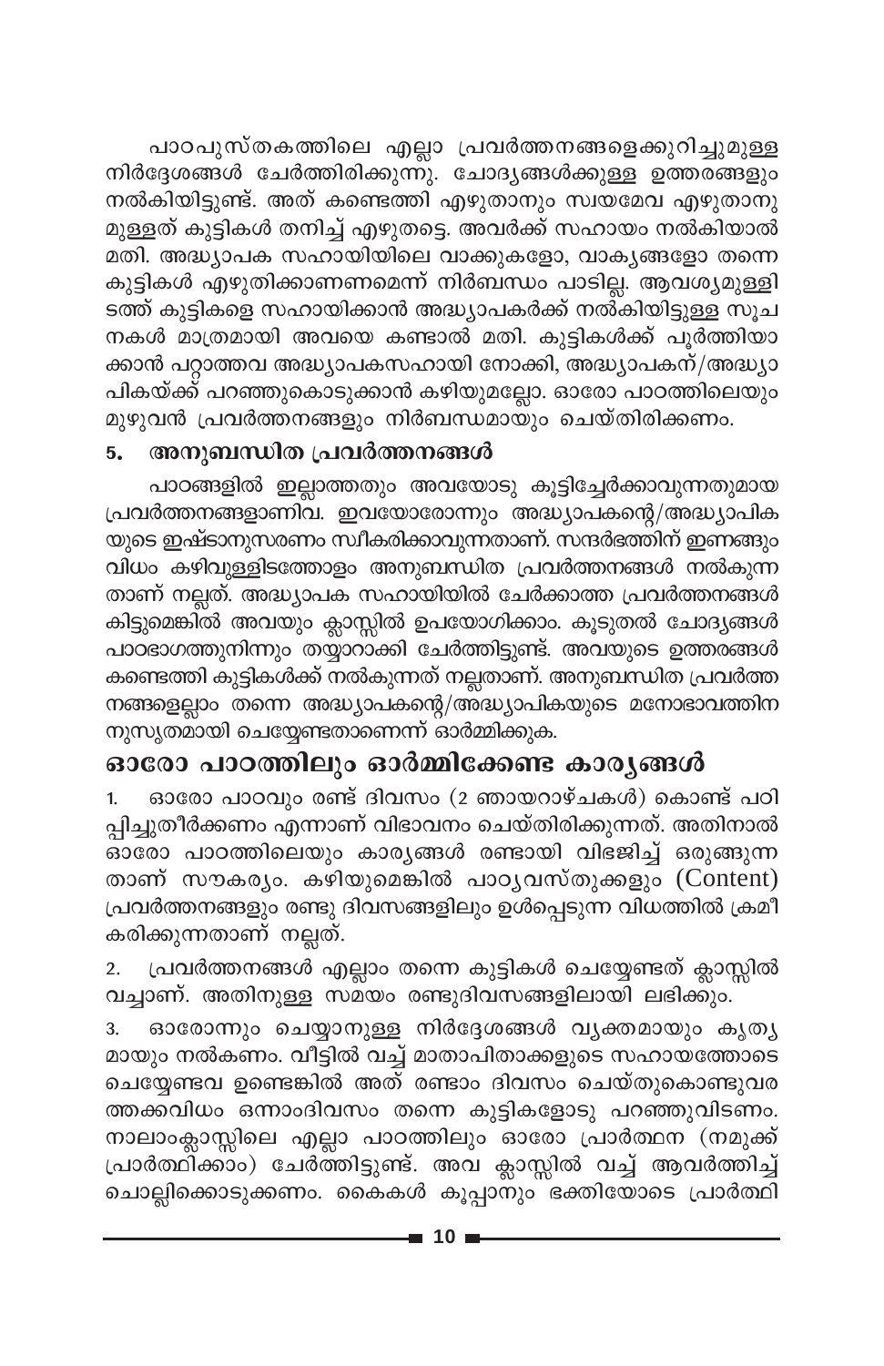പാഠപുസ്തകത്തിലെ എല്ലാ പ്രവർത്തനങ്ങളെക്കുറിച്ചുമുള്ള നിർദ്ദേശങ്ങൾ ചേർത്തിരിക്കുന്നു. ചോദ്യങ്ങൾക്കുള്ള ഉത്തരങ്ങളും നൽകിയിട്ടുണ്ട്. അത് കണ്ടെത്തി എഴുതാനും സ്വയമേവ എഴുതാനുമുള്ളത് കുട്ടികൾ തനിച്ച് എഴുതട്ടെ. അവർക്ക് സഹായം നൽകിയാൽ മതി. അദ്ധ്യാപക സഹായിയിലെ വാക്കുകളോ, വാക്യങ്ങളോ തന്നെ കുട്ടികൾ എഴുതിക്കാണണമെന്ന് നിർബന്ധം പാടില്ല. ആവശ്യമുള്ളിടത്ത് കുട്ടികളെ സഹായിക്കാൻ അദ്ധ്യാപകർക്ക് നൽകിയിട്ടുള്ള സൂചനകൾ മാത്രമായി അവയെ കണ്ടാൽ മതി. കുട്ടികൾക്ക് പൂർത്തിയാക്കാൻ പറ്റാത്തവ അദ്ധ്യാപകസഹായി നോക്കി, അദ്ധ്യാപകന്/അദ്ധ്യാപികയ്ക്ക് പറഞ്ഞുകൊടുക്കാൻ കഴിയുമല്ലോ. ഓരോ പാഠത്തിലെയും മുഴുവൻ പ്രവർത്തനങ്ങളും നിർബന്ധമായും ചെയ്തിരിക്കണം.

### 5. അനുബന്ധിത പ്രവർത്തനങ്ങൾ

പാഠങ്ങളിൽ ഇല്ലാത്തതും അവയോടു കൂട്ടിച്ചേർക്കാവുന്നതുമായ പ്രവർത്തനങ്ങളാണിവ. ഇവയോരോന്നും അദ്ധ്യാപകന്റെ/അദ്ധ്യാപികയുടെ ഇഷ്ടാനുസരണം സ്വീകരിക്കാവുന്നതാണ്. സന്ദർഭത്തിന് ഇണങ്ങുംവിധം കഴിവുള്ളിടത്തോളം അനുബന്ധിത പ്രവർത്തനങ്ങൾ നൽകുന്നതാണ് നല്ലത്. അദ്ധ്യാപക സഹായിയിൽ ചേർക്കാത്ത പ്രവർത്തനങ്ങൾ കിട്ടുമെങ്കിൽ അവയും ക്ലാസ്സിൽ ഉപയോഗിക്കാം. കൂടുതൽ ചോദ്യങ്ങൾ പാഠഭാഗത്തുനിന്നും തയ്യാറാക്കി ചേർത്തിട്ടുണ്ട്. അവയുടെ ഉത്തരങ്ങൾ കണ്ടെത്തി കുട്ടികൾക്ക് നൽകുന്നത് നല്ലതാണ്. അനുബന്ധിത പ്രവർത്തനങ്ങളെല്ലാം തന്നെ അദ്ധ്യാപകന്റെ/അദ്ധ്യാപികയുടെ മനോഭാവത്തിനനുസൃതമായി ചെയ്യേണ്ടതാണെന്ന് ഓർമ്മിക്കുക.

## ഓരോ പാഠത്തിലും ഓർമ്മിക്കേണ്ട കാര്യങ്ങൾ

1. ഓരോ പാഠവും രണ്ട് ദിവസം (2 ഞായറാഴ്ചകൾ) കൊണ്ട് പഠിപ്പിച്ചുതീർക്കണം എന്നാണ് വിഭാവനം ചെയ്തിരിക്കുന്നത്. അതിനാൽ ഓരോ പാഠത്തിലെയും കാര്യങ്ങൾ രണ്ടായി വിഭജിച്ച് ഒരുങ്ങുന്നതാണ് സൗകര്യം. കഴിയുമെങ്കിൽ പാഠ്യവസ്തുക്കളും (Content) പ്രവർത്തനങ്ങളും രണ്ടു ദിവസങ്ങളിലും ഉൾപ്പെടുന്ന വിധത്തിൽ ക്രമീകരിക്കുന്നതാണ് നല്ലത്.

2. പ്രവർത്തനങ്ങൾ എല്ലാം തന്നെ കുട്ടികൾ ചെയ്യേണ്ടത് ക്ലാസ്സിൽ വച്ചാണ്. അതിനുള്ള സമയം രണ്ടുദിവസങ്ങളിലായി ലഭിക്കും.

3. ഓരോന്നും ചെയ്യാനുള്ള നിർദ്ദേശങ്ങൾ വ്യക്തമായും കൃത്യമായും നൽകണം. വീട്ടിൽ വച്ച് മാതാപിതാക്കളുടെ സഹായത്തോടെ ചെയ്യേണ്ടവ ഉണ്ടെങ്കിൽ അത് രണ്ടാം ദിവസം ചെയ്തുകൊണ്ടുവരത്തക്കവിധം ഒന്നാംദിവസം തന്നെ കുട്ടികളോടു പറഞ്ഞുവിടണം. നാലാംക്ലാസ്സിലെ എല്ലാ പാഠത്തിലും ഓരോ പ്രാർത്ഥന (നമുക്ക് പ്രാർത്ഥിക്കാം) ചേർത്തിട്ടുണ്ട്. അവ ക്ലാസ്സിൽ വച്ച് ആവർത്തിച്ച് ചൊല്ലിക്കൊടുക്കണം. കൈകൾ കൂപ്പാനും ഭക്തിയോടെ പ്രാർത്ഥി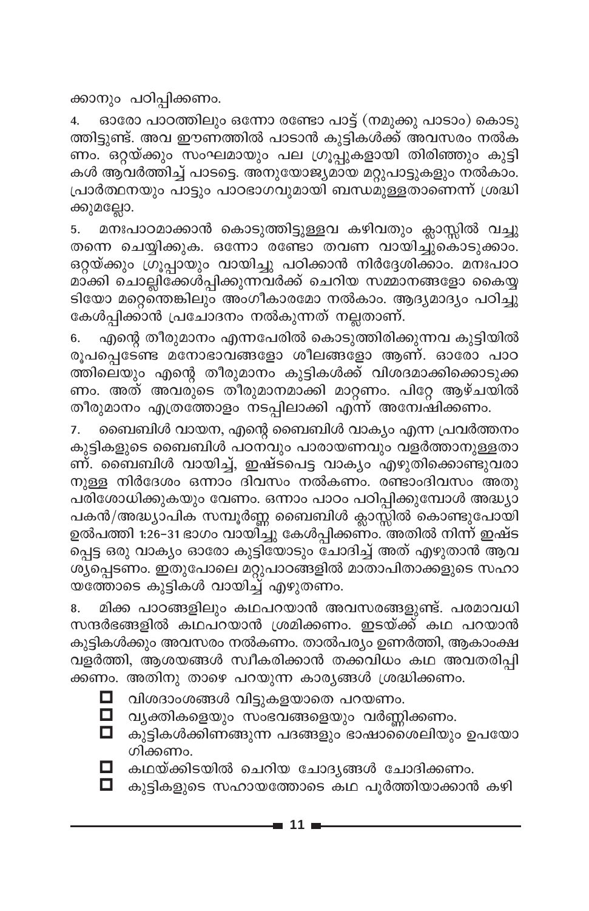ക്കാനും പഠിപ്പിക്കണം.

4. ഓരോ പാഠത്തിലും ഒന്നോ രണ്ടോ പാട്ട് (നമുക്കു പാടാം) കൊടുത്തിട്ടുണ്ട്. അവ ഈണത്തിൽ പാടാൻ കുട്ടികൾക്ക് അവസരം നൽകണം. ഒറ്റയ്ക്കും സംഘമായും പല ഗ്രൂപ്പുകളായി തിരിഞ്ഞും കുട്ടികൾ ആവർത്തിച്ച് പാടട്ടെ. അനുയോജ്യമായ മറ്റുപാട്ടുകളും നൽകാം. പ്രാർത്ഥനയും പാട്ടും പാഠഭാഗവുമായി ബന്ധമുള്ളതാണെന്ന് ശ്രദ്ധിക്കുമല്ലോ.

5. മനഃപാഠമാക്കാൻ കൊടുത്തിട്ടുള്ളവ കഴിവതും ക്ലാസ്സിൽ വച്ചു തന്നെ ചെയ്യിക്കുക. ഒന്നോ രണ്ടോ തവണ വായിച്ചുകൊടുക്കാം. ഒറ്റയ്ക്കും ഗ്രൂപ്പായും വായിച്ചു പഠിക്കാൻ നിർദ്ദേശിക്കാം. മനഃപാഠമാക്കി ചൊല്ലിക്കേൾപ്പിക്കുന്നവർക്ക് ചെറിയ സമ്മാനങ്ങളോ കൈയ്യടിയോ മറ്റെന്തെങ്കിലും അംഗീകാരമോ നൽകാം. ആദ്യമാദ്യം പഠിച്ചു കേൾപ്പിക്കാൻ പ്രചോദനം നൽകുന്നത് നല്ലതാണ്.

6. എന്റെ തീരുമാനം എന്നപേരിൽ കൊടുത്തിരിക്കുന്നവ കുട്ടിയിൽ രൂപപ്പെടേണ്ട മനോഭാവങ്ങളോ ശീലങ്ങളോ ആണ്. ഓരോ പാഠത്തിലെയും എന്റെ തീരുമാനം കുട്ടികൾക്ക് വിശദമാക്കിക്കൊടുക്കണം. അത് അവരുടെ തീരുമാനമാക്കി മാറ്റണം. പിറ്റേ ആഴ്ചയിൽ തീരുമാനം എത്രത്തോളം നടപ്പിലാക്കി എന്ന് അന്വേഷിക്കണം.

7. ബൈബിൾ വായന, എന്റെ ബൈബിൾ വാക്യം എന്ന പ്രവർത്തനം കുട്ടികളുടെ ബൈബിൾ പഠനവും പാരായണവും വളർത്താനുള്ളതാണ്. ബൈബിൾ വായിച്ച്, ഇഷ്ടപ്പെട്ട വാക്യം എഴുതിക്കൊണ്ടുവരാനുള്ള നിർദേശം ഒന്നാം ദിവസം നൽകണം. രണ്ടാംദിവസം അതു പരിശോധിക്കുകയും വേണം. ഒന്നാം പാഠം പഠിപ്പിക്കുമ്പോൾ അദ്ധ്യാപകൻ/അദ്ധ്യാപിക സമ്പൂർണ്ണ ബൈബിൾ ക്ലാസ്സിൽ കൊണ്ടുപോയി ഉൽപത്തി 1:26–31 ഭാഗം വായിച്ചു കേൾപ്പിക്കണം. അതിൽ നിന്ന് ഇഷ്ടപ്പെട്ട ഒരു വാക്യം ഓരോ കുട്ടിയോടും ചോദിച്ച് അത് എഴുതാൻ ആവശ്യപ്പെടണം. ഇതുപോലെ മറ്റുപാഠങ്ങളിൽ മാതാപിതാക്കളുടെ സഹായത്തോടെ കുട്ടികൾ വായിച്ച് എഴുതണം.

8. മിക്ക പാഠങ്ങളിലും കഥപറയാൻ അവസരങ്ങളുണ്ട്. പരമാവധി സന്ദർഭങ്ങളിൽ കഥപറയാൻ ശ്രമിക്കണം. ഇടയ്ക്ക് കഥ പറയാൻ കുട്ടികൾക്കും അവസരം നൽകണം. താൽപര്യം ഉണർത്തി, ആകാംക്ഷ വളർത്തി, ആശയങ്ങൾ സ്വീകരിക്കാൻ തക്കവിധം കഥ അവതരിപ്പിക്കണം. അതിനു താഴെ പറയുന്ന കാര്യങ്ങൾ ശ്രദ്ധിക്കണം.

- ☐ വിശദാംശങ്ങൾ വിട്ടുകളയാതെ പറയണം.
- ☐ വ്യക്തികളെയും സംഭവങ്ങളെയും വർണ്ണിക്കണം.
- ☐ കുട്ടികൾക്കിണങ്ങുന്ന പദങ്ങളും ഭാഷാശൈലിയും ഉപയോഗിക്കണം.
- ☐ കഥയ്ക്കിടയിൽ ചെറിയ ചോദ്യങ്ങൾ ചോദിക്കണം.
- ☐ കുട്ടികളുടെ സഹായത്തോടെ കഥ പൂർത്തിയാക്കാൻ കഴി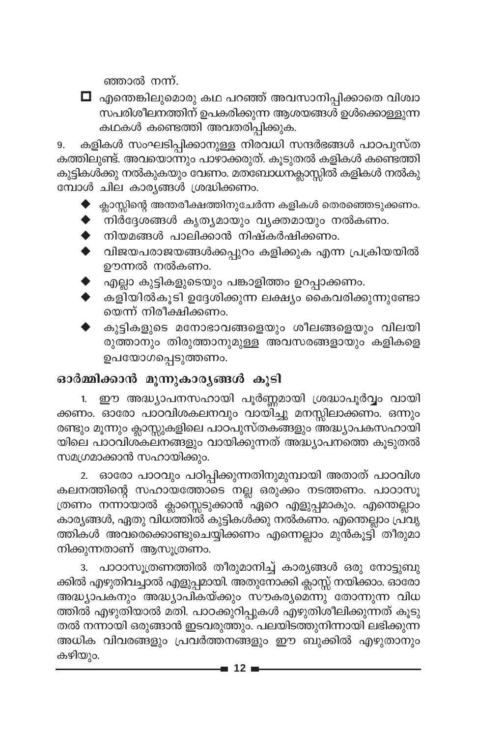ഞ്ഞാൽ നന്ന്.

- എന്തെങ്കിലുമൊരു കഥ പറഞ്ഞ് അവസാനിപ്പിക്കാതെ വിശ്വാസപരിശീലനത്തിന് ഉപകരിക്കുന്ന ആശയങ്ങൾ ഉൾക്കൊള്ളുന്ന കഥകൾ കണ്ടെത്തി അവതരിപ്പിക്കുക.

9. കളികൾ സംഘടിപ്പിക്കാനുള്ള നിരവധി സന്ദർഭങ്ങൾ പാഠപുസ്തകത്തിലുണ്ട്. അവയൊന്നും പാഴാക്കരുത്. കൂടുതൽ കളികൾ കണ്ടെത്തി കുട്ടികൾക്കു നൽകുകയും വേണം. മതബോധനക്ലാസ്സിൽ കളികൾ നൽകുമ്പോൾ ചില കാര്യങ്ങൾ ശ്രദ്ധിക്കണം.

- ക്ലാസ്സിന്റെ അന്തരീക്ഷത്തിനുചേർന്ന കളികൾ തെരഞ്ഞെടുക്കണം.
- നിർദ്ദേശങ്ങൾ കൃത്യമായും വ്യക്തമായും നൽകണം.
- നിയമങ്ങൾ പാലിക്കാൻ നിഷ്കർഷിക്കണം.
- വിജയപരാജയങ്ങൾക്കപ്പുറം കളിക്കുക എന്ന പ്രക്രിയയിൽ ഊന്നൽ നൽകണം.
- എല്ലാ കുട്ടികളുടെയും പങ്കാളിത്തം ഉറപ്പാക്കണം.
- കളിയിൽകൂടി ഉദ്ദേശിക്കുന്ന ലക്ഷ്യം കൈവരിക്കുന്നുണ്ടോയെന്ന് നിരീക്ഷിക്കണം.
- കുട്ടികളുടെ മനോഭാവങ്ങളെയും ശീലങ്ങളെയും വിലയിരുത്താനും തിരുത്താനുമുള്ള അവസരങ്ങളായും കളികളെ ഉപയോഗപ്പെടുത്തണം.

## ഓർമ്മിക്കാൻ മൂന്നുകാര്യങ്ങൾ കൂടി

1. ഈ അദ്ധ്യാപനസഹായി പൂർണ്ണമായി ശ്രദ്ധാപൂർവ്വം വായിക്കണം. ഓരോ പാഠവിശകലനവും വായിച്ചു മനസ്സിലാക്കണം. ഒന്നും രണ്ടും മൂന്നും ക്ലാസ്സുകളിലെ പാഠപുസ്തകങ്ങളും അദ്ധ്യാപകസഹായിയിലെ പാഠവിശകലനങ്ങളും വായിക്കുന്നത് അദ്ധ്യാപനത്തെ കൂടുതൽ സമഗ്രമാക്കാൻ സഹായിക്കും.

2. ഓരോ പാഠവും പഠിപ്പിക്കുന്നതിനുമുമ്പായി അതാത് പാഠവിശകലനത്തിന്റെ സഹായത്തോടെ നല്ല ഒരുക്കം നടത്തണം. പാഠാസൂത്രണം നന്നായാൽ ക്ലാസ്സെടുക്കാൻ ഏറെ എളുപ്പമാകും. എന്തെല്ലാം കാര്യങ്ങൾ, ഏതു വിധത്തിൽ കുട്ടികൾക്കു നൽകണം. എന്തെല്ലാം പ്രവൃത്തികൾ അവരെക്കൊണ്ടുചെയ്യിക്കണം എന്നെല്ലാം മുൻകൂട്ടി തീരുമാനിക്കുന്നതാണ് ആസൂത്രണം.

3. പാഠാസൂത്രണത്തിൽ തീരുമാനിച്ച് കാര്യങ്ങൾ ഒരു നോട്ടുബുക്കിൽ എഴുതിവച്ചാൽ എളുപ്പമായി. അതുനോക്കി ക്ലാസ്സ് നയിക്കാം. ഓരോ അദ്ധ്യാപകനും അദ്ധ്യാപികയ്ക്കും സൗകര്യമെന്നു തോന്നുന്ന വിധത്തിൽ എഴുതിയാൽ മതി. പാഠക്കുറിപ്പുകൾ എഴുതിശീലിക്കുന്നത് കൂടുതൽ നന്നായി ഒരുങ്ങാൻ ഇടവരുത്തും. പലയിടത്തുനിന്നായി ലഭിക്കുന്ന അധിക വിവരങ്ങളും പ്രവർത്തനങ്ങളും ഈ ബുക്കിൽ എഴുതാനും കഴിയും.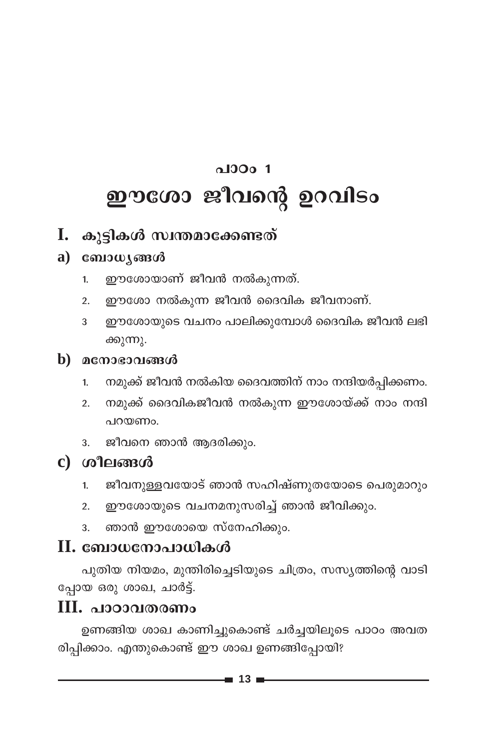# പാഠം 1

# ഈശോ ജീവന്റെ ഉറവിടം

## I. കുട്ടികൾ സ്വന്തമാക്കേണ്ടത്

### a) ബോധ്യങ്ങൾ

1. ഈശോയാണ് ജീവൻ നൽകുന്നത്.
2. ഈശോ നൽകുന്ന ജീവൻ ദൈവിക ജീവനാണ്.
3. ഈശോയുടെ വചനം പാലിക്കുമ്പോൾ ദൈവിക ജീവൻ ലഭിക്കുന്നു.

### b) മനോഭാവങ്ങൾ

1. നമുക്ക് ജീവൻ നൽകിയ ദൈവത്തിന് നാം നന്ദിയർപ്പിക്കണം.
2. നമുക്ക് ദൈവികജീവൻ നൽകുന്ന ഈശോയ്ക്ക് നാം നന്ദി പറയണം.
3. ജീവനെ ഞാൻ ആദരിക്കും.

### c) ശീലങ്ങൾ

1. ജീവനുള്ളവയോട് ഞാൻ സഹിഷ്ണുതയോടെ പെരുമാറും
2. ഈശോയുടെ വചനമനുസരിച്ച് ഞാൻ ജീവിക്കും.
3. ഞാൻ ഈശോയെ സ്നേഹിക്കും.

## II. ബോധനോപാധികൾ

പുതിയ നിയമം, മുന്തിരിച്ചെടിയുടെ ചിത്രം, സസ്യത്തിന്റെ വാടിപ്പോയ ഒരു ശാഖ, ചാർട്ട്.

## III. പാഠാവതരണം

ഉണങ്ങിയ ശാഖ കാണിച്ചുകൊണ്ട് ചർച്ചയിലൂടെ പാഠം അവതരിപ്പിക്കാം. എന്തുകൊണ്ട് ഈ ശാഖ ഉണങ്ങിപ്പോയി?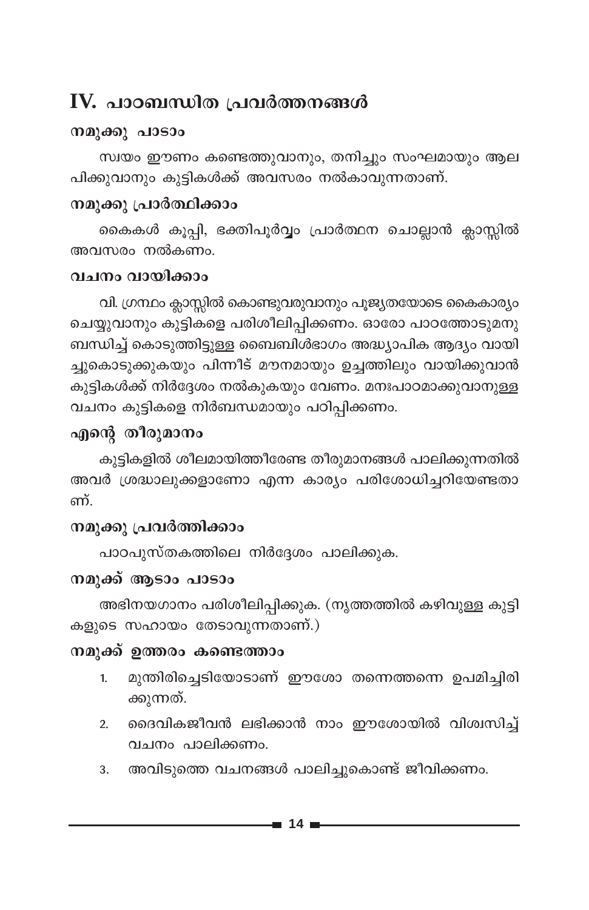## IV. പാഠബന്ധിത പ്രവർത്തനങ്ങൾ

### നമുക്കു പാടാം

സ്വയം ഈണം കണ്ടെത്തുവാനും, തനിച്ചും സംഘമായും ആലപിക്കുവാനും കുട്ടികൾക്ക് അവസരം നൽകാവുന്നതാണ്.

### നമുക്കു പ്രാർത്ഥിക്കാം

കൈകൾ കൂപ്പി, ഭക്തിപൂർവ്വം പ്രാർത്ഥന ചൊല്ലാൻ ക്ലാസ്സിൽ അവസരം നൽകണം.

### വചനം വായിക്കാം

വി. ഗ്രന്ഥം ക്ലാസ്സിൽ കൊണ്ടുവരുവാനും പൂജ്യതയോടെ കൈകാര്യം ചെയ്യുവാനും കുട്ടികളെ പരിശീലിപ്പിക്കണം. ഓരോ പാഠത്തോടുമനുബന്ധിച്ച് കൊടുത്തിട്ടുള്ള ബൈബിൾഭാഗം അദ്ധ്യാപിക ആദ്യം വായിച്ചുകൊടുക്കുകയും പിന്നീട് മൗനമായും ഉച്ചത്തിലും വായിക്കുവാൻ കുട്ടികൾക്ക് നിർദ്ദേശം നൽകുകയും വേണം. മനഃപാഠമാക്കുവാനുള്ള വചനം കുട്ടികളെ നിർബന്ധമായും പഠിപ്പിക്കണം.

### എന്റെ തീരുമാനം

കുട്ടികളിൽ ശീലമായിത്തീരേണ്ട തീരുമാനങ്ങൾ പാലിക്കുന്നതിൽ അവർ ശ്രദ്ധാലുക്കളാണോ എന്ന കാര്യം പരിശോധിച്ചറിയേണ്ടതാണ്.

### നമുക്കു പ്രവർത്തിക്കാം

പാഠപുസ്തകത്തിലെ നിർദ്ദേശം പാലിക്കുക.

### നമുക്ക് ആടാം പാടാം

അഭിനയഗാനം പരിശീലിപ്പിക്കുക. (നൃത്തത്തിൽ കഴിവുള്ള കുട്ടികളുടെ സഹായം തേടാവുന്നതാണ്.)

### നമുക്ക് ഉത്തരം കണ്ടെത്താം

1. മുന്തിരിച്ചെടിയോടാണ് ഈശോ തന്നെത്തന്നെ ഉപമിച്ചിരിക്കുന്നത്.
2. ദൈവികജീവൻ ലഭിക്കാൻ നാം ഈശോയിൽ വിശ്വസിച്ച് വചനം പാലിക്കണം.
3. അവിടുത്തെ വചനങ്ങൾ പാലിച്ചുകൊണ്ട് ജീവിക്കണം.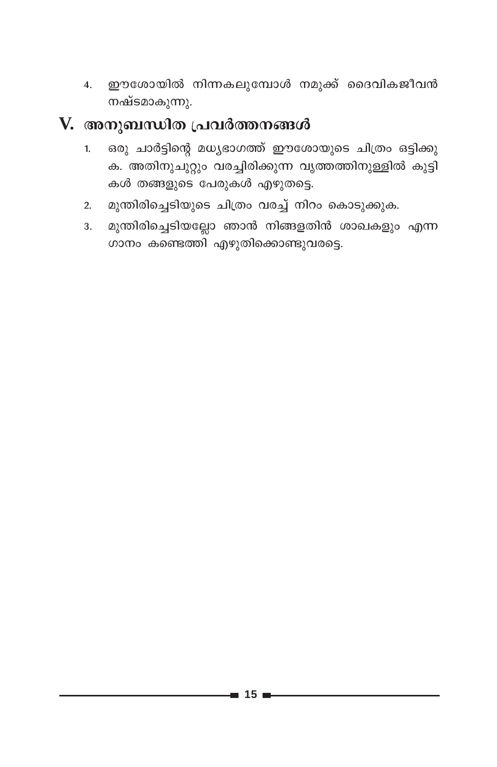4. ഈശോയിൽ നിന്നകലുമ്പോൾ നമുക്ക് ദൈവികജീവൻ നഷ്ടമാകുന്നു.

## V. അനുബന്ധിത പ്രവർത്തനങ്ങൾ

1. ഒരു ചാർട്ടിന്റെ മധ്യഭാഗത്ത് ഈശോയുടെ ചിത്രം ഒട്ടിക്കുക. അതിനുചുറ്റും വരച്ചിരിക്കുന്ന വൃത്തത്തിനുള്ളിൽ കുട്ടികൾ തങ്ങളുടെ പേരുകൾ എഴുതട്ടെ.
2. മുന്തിരിച്ചെടിയുടെ ചിത്രം വരച്ച് നിറം കൊടുക്കുക.
3. മുന്തിരിച്ചെടിയല്ലോ ഞാൻ നിങ്ങളതിൻ ശാഖകളും എന്ന ഗാനം കണ്ടെത്തി എഴുതിക്കൊണ്ടുവരട്ടെ.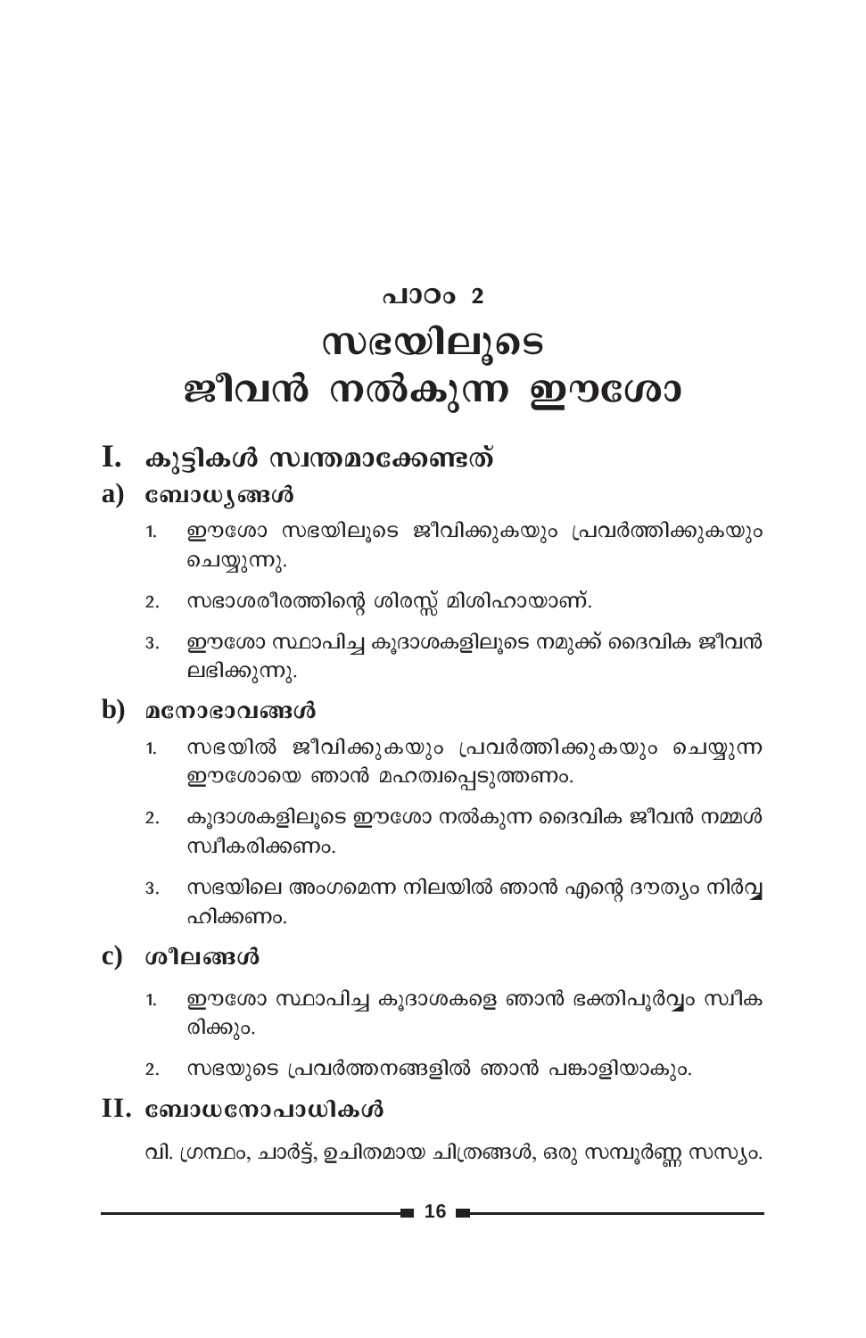## പാഠം 2

# സഭയിലൂടെ ജീവൻ നൽകുന്ന ഈശോ

## I. കുട്ടികൾ സ്വന്തമാക്കേണ്ടത്

### a) ബോധ്യങ്ങൾ

1. ഈശോ സഭയിലൂടെ ജീവിക്കുകയും പ്രവർത്തിക്കുകയും ചെയ്യുന്നു.
2. സഭാശരീരത്തിന്റെ ശിരസ്സ് മിശിഹായാണ്.
3. ഈശോ സ്ഥാപിച്ച കൂദാശകളിലൂടെ നമുക്ക് ദൈവിക ജീവൻ ലഭിക്കുന്നു.

### b) മനോഭാവങ്ങൾ

1. സഭയിൽ ജീവിക്കുകയും പ്രവർത്തിക്കുകയും ചെയ്യുന്ന ഈശോയെ ഞാൻ മഹത്വപ്പെടുത്തണം.
2. കൂദാശകളിലൂടെ ഈശോ നൽകുന്ന ദൈവിക ജീവൻ നമ്മൾ സ്വീകരിക്കണം.
3. സഭയിലെ അംഗമെന്ന നിലയിൽ ഞാൻ എന്റെ ദൗത്യം നിർവ്വഹിക്കണം.

### c) ശീലങ്ങൾ

1. ഈശോ സ്ഥാപിച്ച കൂദാശകളെ ഞാൻ ഭക്തിപൂർവ്വം സ്വീകരിക്കും.
2. സഭയുടെ പ്രവർത്തനങ്ങളിൽ ഞാൻ പങ്കാളിയാകും.

## II. ബോധനോപാധികൾ

വി. ഗ്രന്ഥം, ചാർട്ട്, ഉചിതമായ ചിത്രങ്ങൾ, ഒരു സമ്പൂർണ്ണ സസ്യം.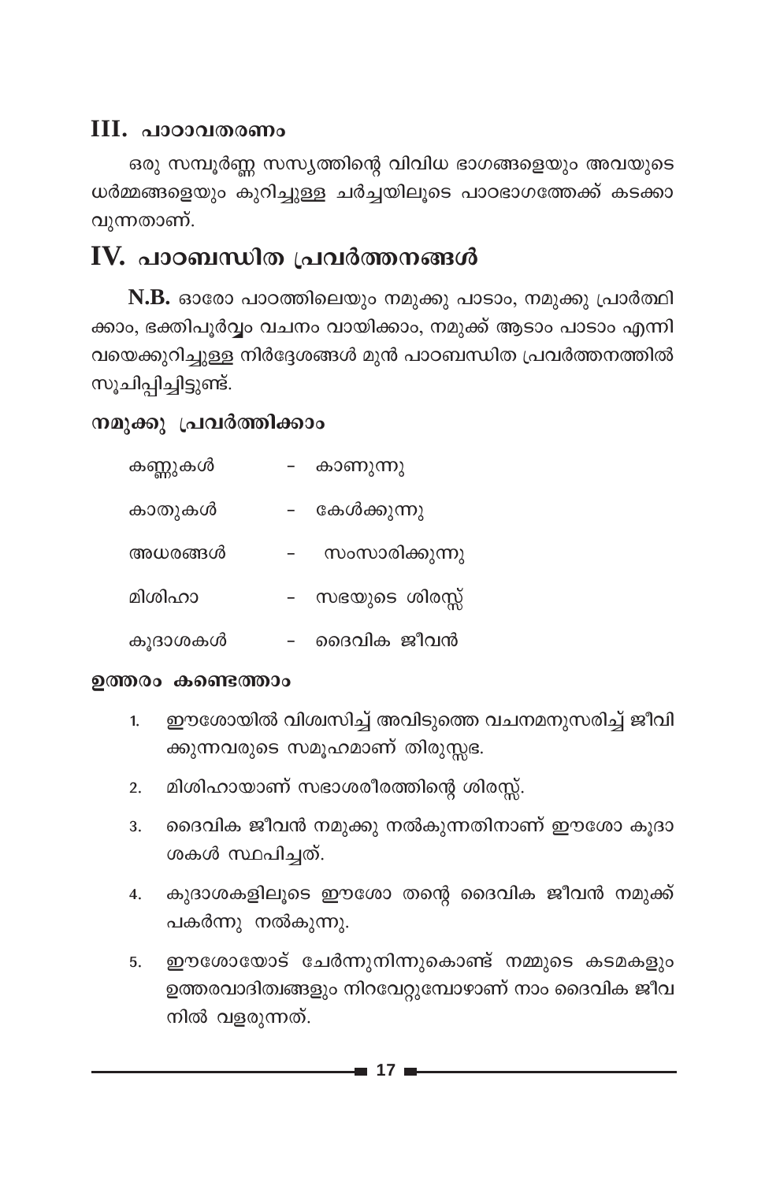## III. പാഠാവതരണം

ഒരു സമ്പൂർണ്ണ സസ്യത്തിന്റെ വിവിധ ഭാഗങ്ങളെയും അവയുടെ ധർമ്മങ്ങളെയും കുറിച്ചുള്ള ചർച്ചയിലൂടെ പാഠഭാഗത്തേക്ക് കടക്കാവുന്നതാണ്.

# IV. പാഠബന്ധിത പ്രവർത്തനങ്ങൾ

**N.B.** ഓരോ പാഠത്തിലെയും നമുക്കു പാടാം, നമുക്കു പ്രാർത്ഥിക്കാം, ഭക്തിപൂർവ്വം വചനം വായിക്കാം, നമുക്ക് ആടാം പാടാം എന്നിവയെക്കുറിച്ചുള്ള നിർദ്ദേശങ്ങൾ മുൻ പാഠബന്ധിത പ്രവർത്തനത്തിൽ സൂചിപ്പിച്ചിട്ടുണ്ട്.

### നമുക്കു പ്രവർത്തിക്കാം

| | | |
|---|---|---|
| കണ്ണുകൾ | - | കാണുന്നു |
| കാതുകൾ | - | കേൾക്കുന്നു |
| അധരങ്ങൾ | - | സംസാരിക്കുന്നു |
| മിശിഹാ | - | സഭയുടെ ശിരസ്സ് |
| കൂദാശകൾ | - | ദൈവിക ജീവൻ |

### ഉത്തരം കണ്ടെത്താം

1. ഈശോയിൽ വിശ്വസിച്ച് അവിടുത്തെ വചനമനുസരിച്ച് ജീവിക്കുന്നവരുടെ സമൂഹമാണ് തിരുസ്സഭ.
2. മിശിഹായാണ് സഭാശരീരത്തിന്റെ ശിരസ്സ്.
3. ദൈവിക ജീവൻ നമുക്കു നൽകുന്നതിനാണ് ഈശോ കൂദാശകൾ സ്ഥാപിച്ചത്.
4. കുദാശകളിലൂടെ ഈശോ തന്റെ ദൈവിക ജീവൻ നമുക്ക് പകർന്നു നൽകുന്നു.
5. ഈശോയോട് ചേർന്നുനിന്നുകൊണ്ട് നമ്മുടെ കടമകളും ഉത്തരവാദിത്വങ്ങളും നിറവേറ്റുമ്പോഴാണ് നാം ദൈവിക ജീവനിൽ വളരുന്നത്.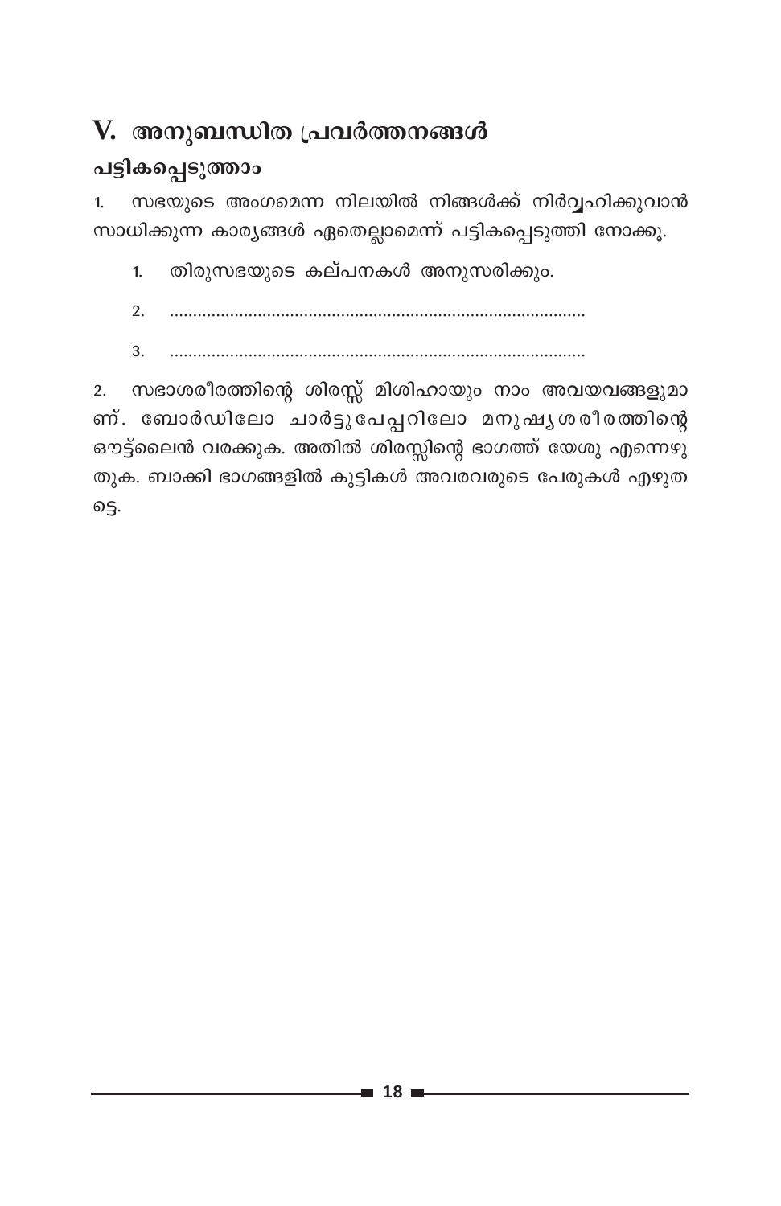## V. അനുബന്ധിത പ്രവർത്തനങ്ങൾ

### പട്ടികപ്പെടുത്താം

1. സഭയുടെ അംഗമെന്ന നിലയിൽ നിങ്ങൾക്ക് നിർവ്വഹിക്കുവാൻ സാധിക്കുന്ന കാര്യങ്ങൾ ഏതെല്ലാമെന്ന് പട്ടികപ്പെടുത്തി നോക്കൂ.

    1. തിരുസഭയുടെ കല്പനകൾ അനുസരിക്കും.
    2. ..........................................................................................
    3. ..........................................................................................

2. സഭാശരീരത്തിന്റെ ശിരസ്സ് മിശിഹായും നാം അവയവങ്ങളുമാണ്. ബോർഡിലോ ചാർട്ടുപേപ്പറിലോ മനുഷ്യശരീരത്തിന്റെ ഔട്ട്ലൈൻ വരക്കുക. അതിൽ ശിരസ്സിന്റെ ഭാഗത്ത് യേശു എന്നെഴുതുക. ബാക്കി ഭാഗങ്ങളിൽ കുട്ടികൾ അവരവരുടെ പേരുകൾ എഴുതട്ടെ.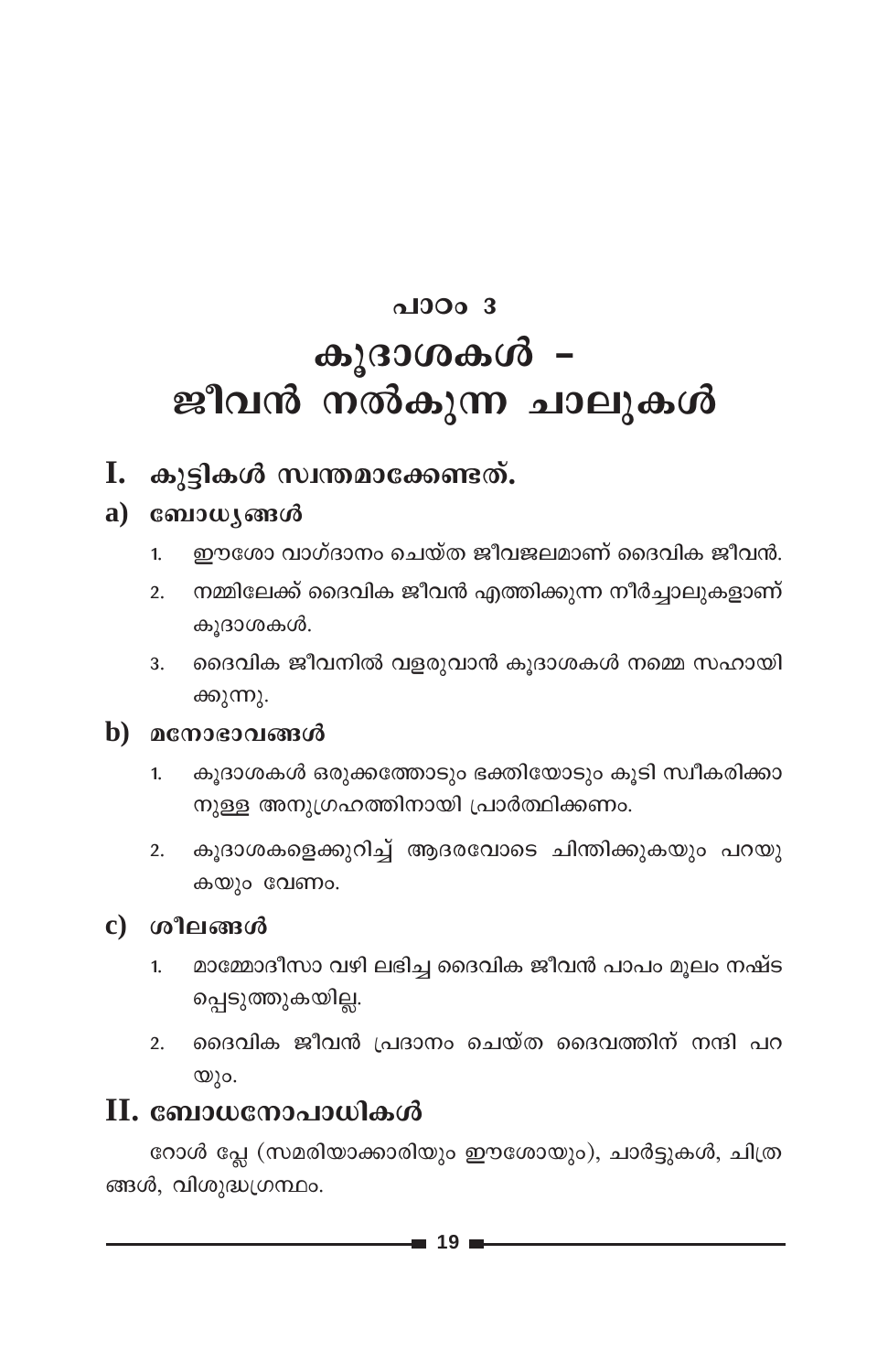# പാഠം 3

# കൂദാശകൾ – ജീവൻ നൽകുന്ന ചാലുകൾ

## I. കുട്ടികൾ സ്വന്തമാക്കേണ്ടത്.

### a) ബോധ്യങ്ങൾ

1. ഈശോ വാഗ്ദാനം ചെയ്ത ജീവജലമാണ് ദൈവിക ജീവൻ.
2. നമ്മിലേക്ക് ദൈവിക ജീവൻ എത്തിക്കുന്ന നീർച്ചാലുകളാണ് കൂദാശകൾ.
3. ദൈവിക ജീവനിൽ വളരുവാൻ കൂദാശകൾ നമ്മെ സഹായിക്കുന്നു.

### b) മനോഭാവങ്ങൾ

1. കൂദാശകൾ ഒരുക്കത്തോടും ഭക്തിയോടും കൂടി സ്വീകരിക്കാനുള്ള അനുഗ്രഹത്തിനായി പ്രാർത്ഥിക്കണം.
2. കൂദാശകളെക്കുറിച്ച് ആദരവോടെ ചിന്തിക്കുകയും പറയുകയും വേണം.

### c) ശീലങ്ങൾ

1. മാമ്മോദീസാ വഴി ലഭിച്ച ദൈവിക ജീവൻ പാപം മൂലം നഷ്ടപ്പെടുത്തുകയില്ല.
2. ദൈവിക ജീവൻ പ്രദാനം ചെയ്ത ദൈവത്തിന് നന്ദി പറയും.

## II. ബോധനോപാധികൾ

റോൾ പ്ലേ (സമരിയാക്കാരിയും ഈശോയും), ചാർട്ടുകൾ, ചിത്രങ്ങൾ, വിശുദ്ധഗ്രന്ഥം.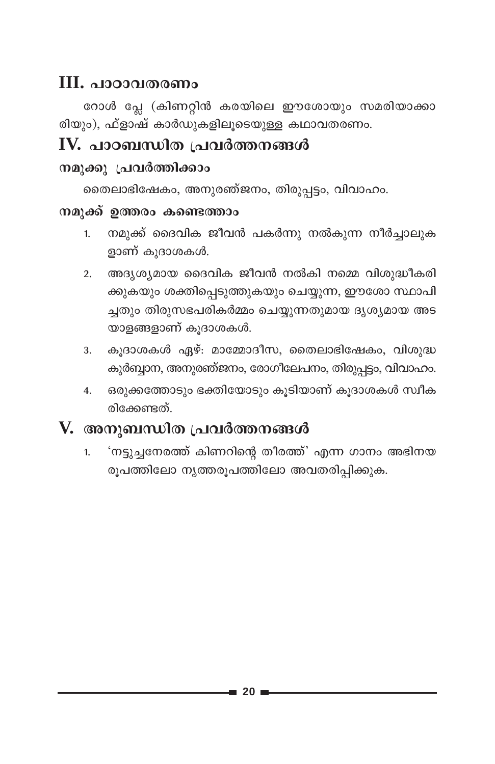## III. പാഠാവതരണം

റോൾ പ്ലേ (കിണറ്റിൻ കരയിലെ ഈശോയും സമരിയാക്കാരിയും), ഫ്ളാഷ് കാർഡുകളിലൂടെയുള്ള കഥാവതരണം.

## IV. പാഠബന്ധിത പ്രവർത്തനങ്ങൾ

### നമുക്കു പ്രവർത്തിക്കാം

തൈലാഭിഷേകം, അനുരഞ്ജനം, തിരുപ്പട്ടം, വിവാഹം.

### നമുക്ക് ഉത്തരം കണ്ടെത്താം

1. നമുക്ക് ദൈവിക ജീവൻ പകർന്നു നൽകുന്ന നീർച്ചാലുകളാണ് കൂദാശകൾ.
2. അദൃശ്യമായ ദൈവിക ജീവൻ നൽകി നമ്മെ വിശുദ്ധീകരിക്കുകയും ശക്തിപ്പെടുത്തുകയും ചെയ്യുന്ന, ഈശോ സ്ഥാപിച്ചതും തിരുസഭപരികർമ്മം ചെയ്യുന്നതുമായ ദൃശ്യമായ അടയാളങ്ങളാണ് കൂദാശകൾ.
3. കൂദാശകൾ ഏഴ്: മാമ്മോദീസ, തൈലാഭിഷേകം, വിശുദ്ധ കുർബ്ബാന, അനുരഞ്ജനം, രോഗീലേപനം, തിരുപ്പട്ടം, വിവാഹം.
4. ഒരുക്കത്തോടും ഭക്തിയോടും കൂടിയാണ് കൂദാശകൾ സ്വീകരിക്കേണ്ടത്.

## V. അനുബന്ധിത പ്രവർത്തനങ്ങൾ

1. 'നട്ടുച്ചനേരത്ത് കിണറിന്റെ തീരത്ത്' എന്ന ഗാനം അഭിനയ രൂപത്തിലോ നൃത്തരൂപത്തിലോ അവതരിപ്പിക്കുക.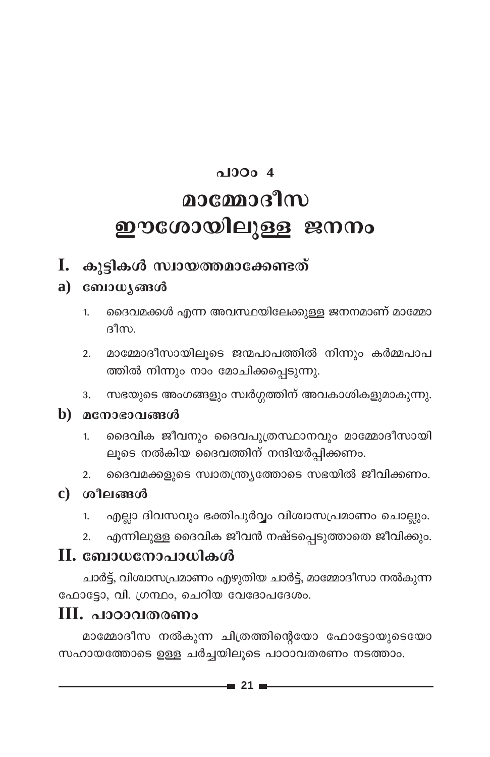# പാഠം 4

# മാമ്മോദീസ ഈശോയിലുള്ള ജനനം

## I. കുട്ടികൾ സ്വായത്തമാക്കേണ്ടത്

### a) ബോധ്യങ്ങൾ

1. ദൈവമക്കൾ എന്ന അവസ്ഥയിലേക്കുള്ള ജനനമാണ് മാമ്മോദീസ.
2. മാമ്മോദീസായിലൂടെ ജന്മപാപത്തിൽ നിന്നും കർമ്മപാപത്തിൽ നിന്നും നാം മോചിക്കപ്പെടുന്നു.
3. സഭയുടെ അംഗങ്ങളും സ്വർഗ്ഗത്തിന് അവകാശികളുമാകുന്നു.

### b) മനോഭാവങ്ങൾ

1. ദൈവിക ജീവനും ദൈവപുത്രസ്ഥാനവും മാമ്മോദീസായിലൂടെ നൽകിയ ദൈവത്തിന് നന്ദിയർപ്പിക്കണം.
2. ദൈവമക്കളുടെ സ്വാതന്ത്ര്യത്തോടെ സഭയിൽ ജീവിക്കണം.

### c) ശീലങ്ങൾ

1. എല്ലാ ദിവസവും ഭക്തിപൂർവ്വം വിശ്വാസപ്രമാണം ചൊല്ലും.
2. എന്നിലുള്ള ദൈവിക ജീവൻ നഷ്ടപ്പെടുത്താതെ ജീവിക്കും.

## II. ബോധനോപാധികൾ

ചാർട്ട്, വിശ്വാസപ്രമാണം എഴുതിയ ചാർട്ട്, മാമ്മോദീസാ നൽകുന്ന ഫോട്ടോ, വി. ഗ്രന്ഥം, ചെറിയ വേദോപദേശം.

## III. പാഠാവതരണം

മാമ്മോദീസ നൽകുന്ന ചിത്രത്തിന്റെയോ ഫോട്ടോയുടെയോ സഹായത്തോടെ ഉള്ള ചർച്ചയിലൂടെ പാഠാവതരണം നടത്താം.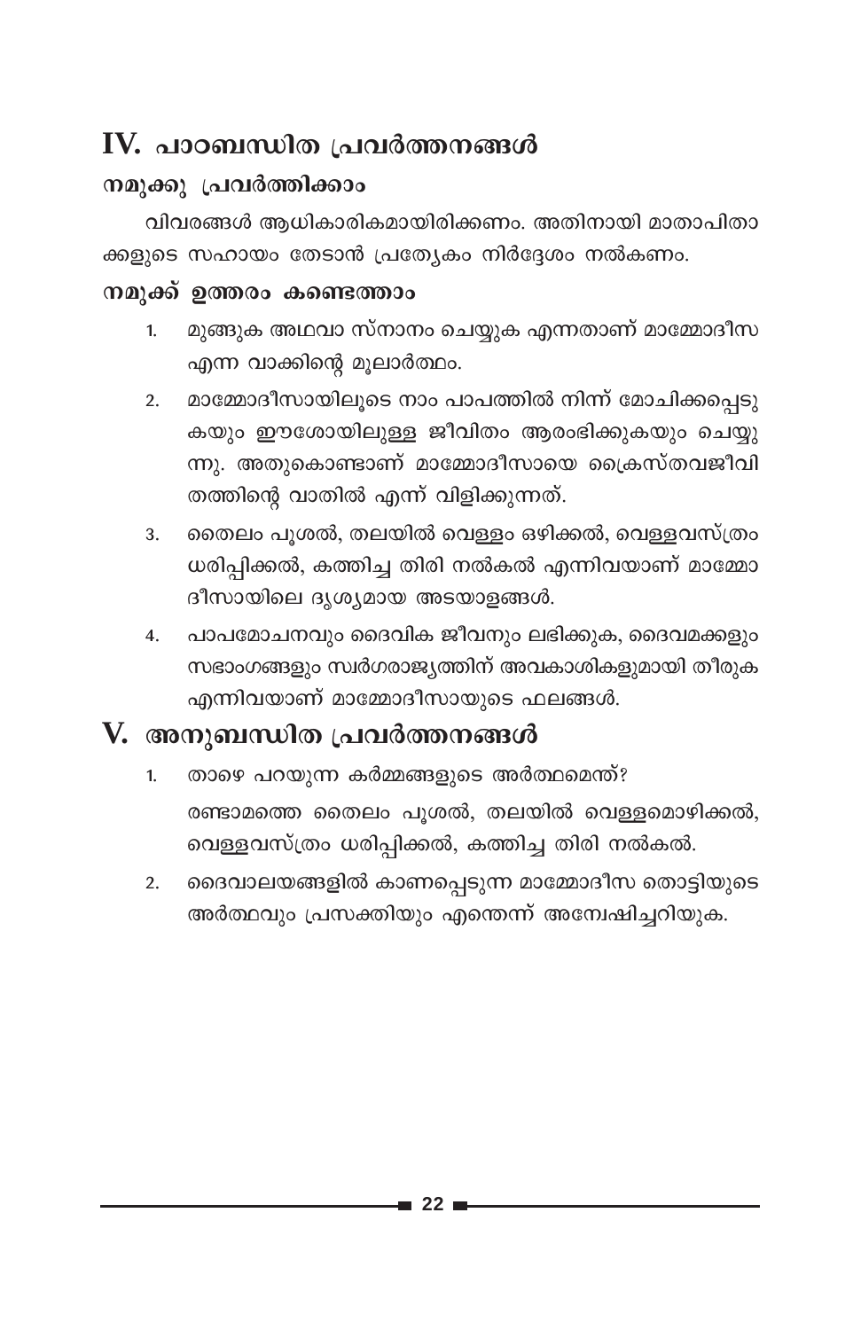## IV. പാഠബന്ധിത പ്രവർത്തനങ്ങൾ

### നമുക്കു പ്രവർത്തിക്കാം

വിവരങ്ങൾ ആധികാരികമായിരിക്കണം. അതിനായി മാതാപിതാക്കളുടെ സഹായം തേടാൻ പ്രത്യേകം നിർദ്ദേശം നൽകണം.

### നമുക്ക് ഉത്തരം കണ്ടെത്താം

1. മുങ്ങുക അഥവാ സ്നാനം ചെയ്യുക എന്നതാണ് മാമ്മോദീസ എന്ന വാക്കിന്റെ മൂലാർത്ഥം.
2. മാമ്മോദീസായിലൂടെ നാം പാപത്തിൽ നിന്ന് മോചിക്കപ്പെടുകയും ഈശോയിലുള്ള ജീവിതം ആരംഭിക്കുകയും ചെയ്യുന്നു. അതുകൊണ്ടാണ് മാമ്മോദീസായെ ക്രൈസ്തവജീവിതത്തിന്റെ വാതിൽ എന്ന് വിളിക്കുന്നത്.
3. തൈലം പൂശൽ, തലയിൽ വെള്ളം ഒഴിക്കൽ, വെള്ളവസ്ത്രം ധരിപ്പിക്കൽ, കത്തിച്ച തിരി നൽകൽ എന്നിവയാണ് മാമ്മോദീസായിലെ ദൃശ്യമായ അടയാളങ്ങൾ.
4. പാപമോചനവും ദൈവിക ജീവനും ലഭിക്കുക, ദൈവമക്കളും സഭാംഗങ്ങളും സ്വർഗരാജ്യത്തിന് അവകാശികളുമായി തീരുക എന്നിവയാണ് മാമ്മോദീസായുടെ ഫലങ്ങൾ.

## V. അനുബന്ധിത പ്രവർത്തനങ്ങൾ

1. താഴെ പറയുന്ന കർമ്മങ്ങളുടെ അർത്ഥമെന്ത്?

   രണ്ടാമത്തെ തൈലം പൂശൽ, തലയിൽ വെള്ളമൊഴിക്കൽ, വെള്ളവസ്ത്രം ധരിപ്പിക്കൽ, കത്തിച്ച തിരി നൽകൽ.

2. ദൈവാലയങ്ങളിൽ കാണപ്പെടുന്ന മാമ്മോദീസ തൊട്ടിയുടെ അർത്ഥവും പ്രസക്തിയും എന്തെന്ന് അന്വേഷിച്ചറിയുക.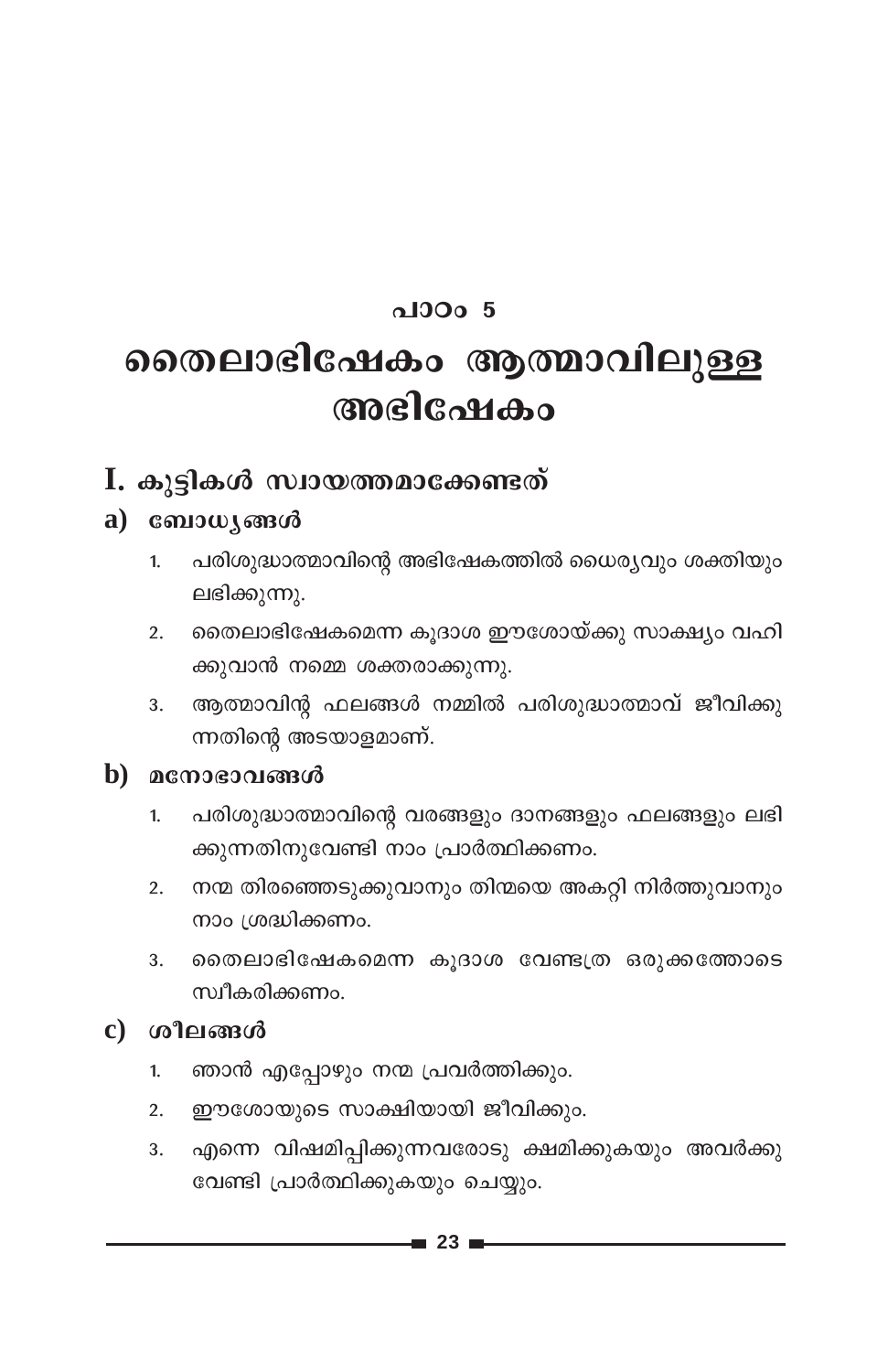## പാഠം 5

# തൈലാഭിഷേകം ആത്മാവിലുള്ള അഭിഷേകം

## I. കുട്ടികൾ സ്വായത്തമാക്കേണ്ടത്

### a) ബോധ്യങ്ങൾ

1. പരിശുദ്ധാത്മാവിന്റെ അഭിഷേകത്തിൽ ധൈര്യവും ശക്തിയും ലഭിക്കുന്നു.
2. തൈലാഭിഷേകമെന്ന കൂദാശ ഈശോയ്ക്കു സാക്ഷ്യം വഹിക്കുവാൻ നമ്മെ ശക്തരാക്കുന്നു.
3. ആത്മാവിന്റ ഫലങ്ങൾ നമ്മിൽ പരിശുദ്ധാത്മാവ് ജീവിക്കുന്നതിന്റെ അടയാളമാണ്.

### b) മനോഭാവങ്ങൾ

1. പരിശുദ്ധാത്മാവിന്റെ വരങ്ങളും ദാനങ്ങളും ഫലങ്ങളും ലഭിക്കുന്നതിനുവേണ്ടി നാം പ്രാർത്ഥിക്കണം.
2. നന്മ തിരഞ്ഞെടുക്കുവാനും തിന്മയെ അകറ്റി നിർത്തുവാനും നാം ശ്രദ്ധിക്കണം.
3. തൈലാഭിഷേകമെന്ന കൂദാശ വേണ്ടത്ര ഒരുക്കത്തോടെ സ്വീകരിക്കണം.

### c) ശീലങ്ങൾ

1. ഞാൻ എപ്പോഴും നന്മ പ്രവർത്തിക്കും.
2. ഈശോയുടെ സാക്ഷിയായി ജീവിക്കും.
3. എന്നെ വിഷമിപ്പിക്കുന്നവരോടു ക്ഷമിക്കുകയും അവർക്കു വേണ്ടി പ്രാർത്ഥിക്കുകയും ചെയ്യും.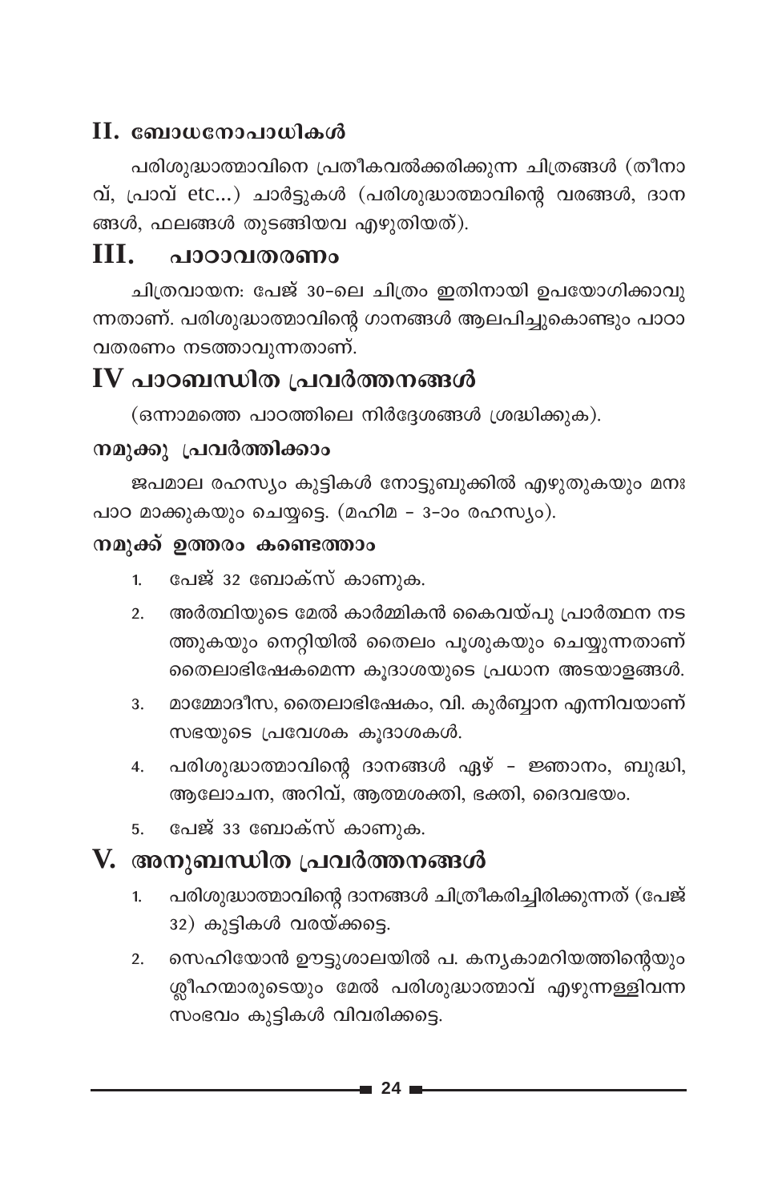## II. ബോധനോപാധികൾ

പരിശുദ്ധാത്മാവിനെ പ്രതീകവൽക്കരിക്കുന്ന ചിത്രങ്ങൾ (തീനാവ്, പ്രാവ് etc...) ചാർട്ടുകൾ (പരിശുദ്ധാത്മാവിന്റെ വരങ്ങൾ, ദാനങ്ങൾ, ഫലങ്ങൾ തുടങ്ങിയവ എഴുതിയത്).

## III. പാഠാവതരണം

ചിത്രവായന: പേജ് 30-ലെ ചിത്രം ഇതിനായി ഉപയോഗിക്കാവുന്നതാണ്. പരിശുദ്ധാത്മാവിന്റെ ഗാനങ്ങൾ ആലപിച്ചുകൊണ്ടും പാഠാവതരണം നടത്താവുന്നതാണ്.

## IV പാഠബന്ധിത പ്രവർത്തനങ്ങൾ

(ഒന്നാമത്തെ പാഠത്തിലെ നിർദ്ദേശങ്ങൾ ശ്രദ്ധിക്കുക).

### നമുക്കു പ്രവർത്തിക്കാം

ജപമാല രഹസ്യം കുട്ടികൾ നോട്ടുബുക്കിൽ എഴുതുകയും മനഃപാഠ മാക്കുകയും ചെയ്യട്ടെ. (മഹിമ - 3-ാം രഹസ്യം).

### നമുക്ക് ഉത്തരം കണ്ടെത്താം

1. പേജ് 32 ബോക്സ് കാണുക.
2. അർത്ഥിയുടെ മേൽ കാർമ്മികൻ കൈവയ്പു പ്രാർത്ഥന നടത്തുകയും നെറ്റിയിൽ തൈലം പൂശുകയും ചെയ്യുന്നതാണ് തൈലാഭിഷേകമെന്ന കൂദാശയുടെ പ്രധാന അടയാളങ്ങൾ.
3. മാമ്മോദീസ, തൈലാഭിഷേകം, വി. കുർബ്ബാന എന്നിവയാണ് സഭയുടെ പ്രവേശക കൂദാശകൾ.
4. പരിശുദ്ധാത്മാവിന്റെ ദാനങ്ങൾ ഏഴ് - ജ്ഞാനം, ബുദ്ധി, ആലോചന, അറിവ്, ആത്മശക്തി, ഭക്തി, ദൈവഭയം.
5. പേജ് 33 ബോക്സ് കാണുക.

## V. അനുബന്ധിത പ്രവർത്തനങ്ങൾ

1. പരിശുദ്ധാത്മാവിന്റെ ദാനങ്ങൾ ചിത്രീകരിച്ചിരിക്കുന്നത് (പേജ് 32) കുട്ടികൾ വരയ്ക്കട്ടെ.
2. സെഹിയോൻ ഊട്ടുശാലയിൽ പ. കന്യകാമറിയത്തിന്റെയും ശ്ലീഹന്മാരുടെയും മേൽ പരിശുദ്ധാത്മാവ് എഴുന്നള്ളിവന്ന സംഭവം കുട്ടികൾ വിവരിക്കട്ടെ.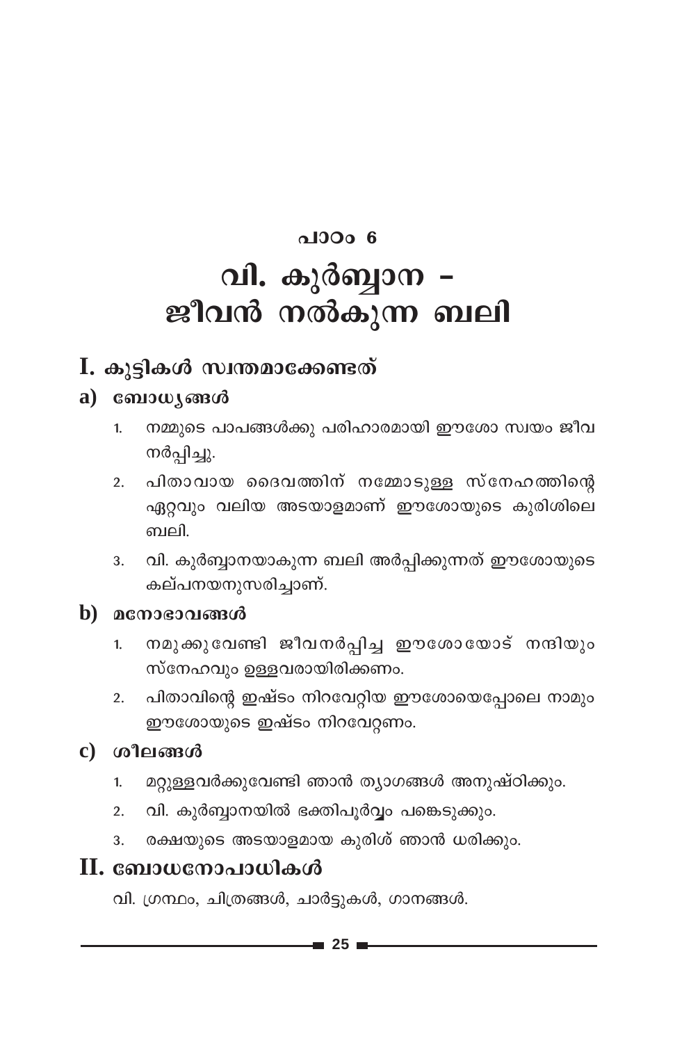## പാഠം 6

# വി. കുർബ്ബാന – ജീവൻ നൽകുന്ന ബലി

## I. കുട്ടികൾ സ്വന്തമാക്കേണ്ടത്

### a) ബോധ്യങ്ങൾ

1. നമ്മുടെ പാപങ്ങൾക്കു പരിഹാരമായി ഈശോ സ്വയം ജീവനർപ്പിച്ചു.
2. പിതാവായ ദൈവത്തിന് നമ്മോടുള്ള സ്നേഹത്തിന്റെ ഏറ്റവും വലിയ അടയാളമാണ് ഈശോയുടെ കുരിശിലെ ബലി.
3. വി. കുർബ്ബാനയാകുന്ന ബലി അർപ്പിക്കുന്നത് ഈശോയുടെ കല്പനയനുസരിച്ചാണ്.

### b) മനോഭാവങ്ങൾ

1. നമുക്കുവേണ്ടി ജീവനർപ്പിച്ച ഈശോയോട് നന്ദിയും സ്നേഹവും ഉള്ളവരായിരിക്കണം.
2. പിതാവിന്റെ ഇഷ്ടം നിറവേറ്റിയ ഈശോയെപ്പോലെ നാമും ഈശോയുടെ ഇഷ്ടം നിറവേറ്റണം.

### c) ശീലങ്ങൾ

1. മറ്റുള്ളവർക്കുവേണ്ടി ഞാൻ ത്യാഗങ്ങൾ അനുഷ്ഠിക്കും.
2. വി. കുർബ്ബാനയിൽ ഭക്തിപൂർവ്വം പങ്കെടുക്കും.
3. രക്ഷയുടെ അടയാളമായ കുരിശ് ഞാൻ ധരിക്കും.

## II. ബോധനോപാധികൾ

വി. ഗ്രന്ഥം, ചിത്രങ്ങൾ, ചാർട്ടുകൾ, ഗാനങ്ങൾ.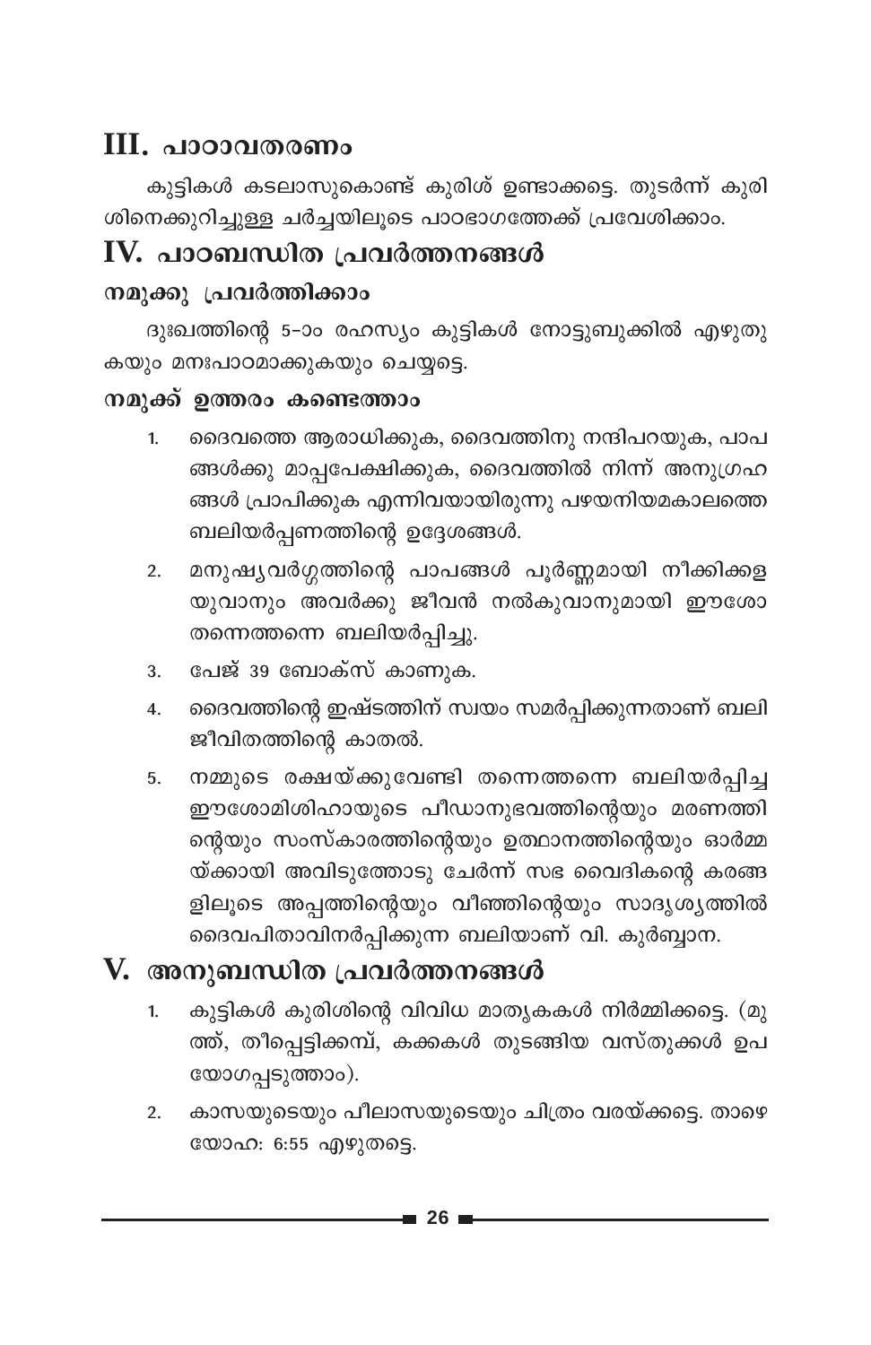## III. പാഠാവതരണം

കുട്ടികൾ കടലാസുകൊണ്ട് കുരിശ് ഉണ്ടാക്കട്ടെ. തുടർന്ന് കുരിശിനെക്കുറിച്ചുള്ള ചർച്ചയിലൂടെ പാഠഭാഗത്തേക്ക് പ്രവേശിക്കാം.

## IV. പാഠബന്ധിത പ്രവർത്തനങ്ങൾ

### നമുക്കു പ്രവർത്തിക്കാം

ദുഃഖത്തിന്റെ 5-ാം രഹസ്യം കുട്ടികൾ നോട്ടുബുക്കിൽ എഴുതുകയും മനഃപാഠമാക്കുകയും ചെയ്യട്ടെ.

### നമുക്ക് ഉത്തരം കണ്ടെത്താം

1. ദൈവത്തെ ആരാധിക്കുക, ദൈവത്തിനു നന്ദിപറയുക, പാപങ്ങൾക്കു മാപ്പപേക്ഷിക്കുക, ദൈവത്തിൽ നിന്ന് അനുഗ്രഹങ്ങൾ പ്രാപിക്കുക എന്നിവയായിരുന്നു പഴയനിയമകാലത്തെ ബലിയർപ്പണത്തിന്റെ ഉദ്ദേശങ്ങൾ.
2. മനുഷ്യവർഗ്ഗത്തിന്റെ പാപങ്ങൾ പൂർണ്ണമായി നീക്കിക്കളയുവാനും അവർക്കു ജീവൻ നൽകുവാനുമായി ഈശോ തന്നെത്തന്നെ ബലിയർപ്പിച്ചു.
3. പേജ് 39 ബോക്സ് കാണുക.
4. ദൈവത്തിന്റെ ഇഷ്ടത്തിന് സ്വയം സമർപ്പിക്കുന്നതാണ് ബലിജീവിതത്തിന്റെ കാതൽ.
5. നമ്മുടെ രക്ഷയ്ക്കുവേണ്ടി തന്നെത്തന്നെ ബലിയർപ്പിച്ച ഈശോമിശിഹായുടെ പീഡാനുഭവത്തിന്റെയും മരണത്തിന്റെയും സംസ്കാരത്തിന്റെയും ഉത്ഥാനത്തിന്റെയും ഓർമ്മയ്ക്കായി അവിടുത്തോടു ചേർന്ന് സഭ വൈദികന്റെ കരങ്ങളിലൂടെ അപ്പത്തിന്റെയും വീഞ്ഞിന്റെയും സാദൃശ്യത്തിൽ ദൈവപിതാവിനർപ്പിക്കുന്ന ബലിയാണ് വി. കുർബ്ബാന.

## V. അനുബന്ധിത പ്രവർത്തനങ്ങൾ

1. കുട്ടികൾ കുരിശിന്റെ വിവിധ മാതൃകകൾ നിർമ്മിക്കട്ടെ. (മുത്ത്, തീപ്പെട്ടിക്കമ്പ്, കക്കകൾ തുടങ്ങിയ വസ്തുക്കൾ ഉപയോഗപ്പടുത്താം).
2. കാസയുടെയും പീലാസയുടെയും ചിത്രം വരയ്ക്കട്ടെ. താഴെ യോഹ: 6:55 എഴുതട്ടെ.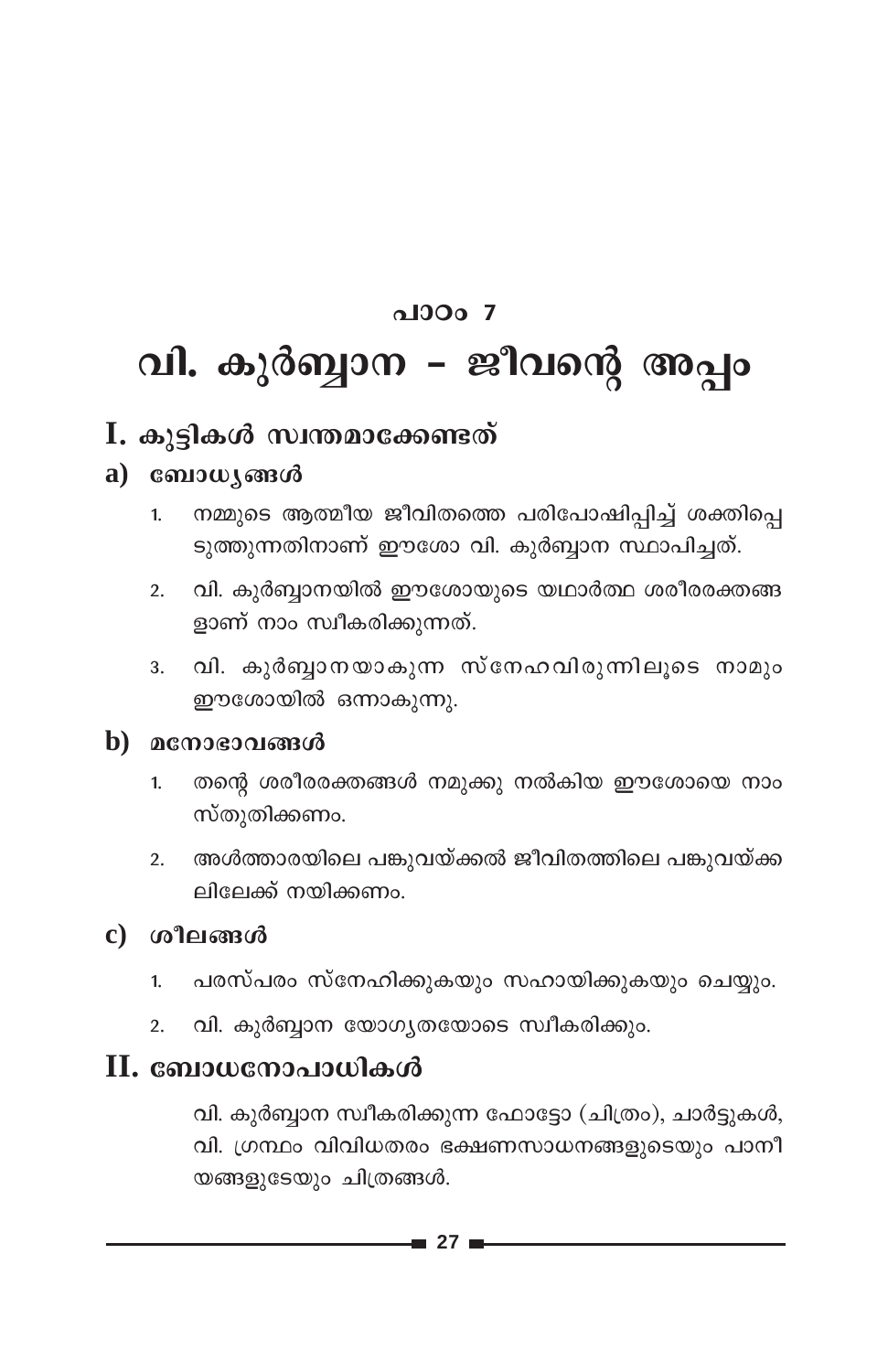## പാഠം 7

# വി. കുർബ്ബാന - ജീവന്റെ അപ്പം

## I. കുട്ടികൾ സ്വന്തമാക്കേണ്ടത്

### a) ബോധ്യങ്ങൾ

1. നമ്മുടെ ആത്മീയ ജീവിതത്തെ പരിപോഷിപ്പിച്ച് ശക്തിപ്പെടുത്തുന്നതിനാണ് ഈശോ വി. കുർബ്ബാന സ്ഥാപിച്ചത്.
2. വി. കുർബ്ബാനയിൽ ഈശോയുടെ യഥാർത്ഥ ശരീരരക്തങ്ങളാണ് നാം സ്വീകരിക്കുന്നത്.
3. വി. കുർബ്ബാനയാകുന്ന സ്നേഹവിരുന്നിലൂടെ നാമും ഈശോയിൽ ഒന്നാകുന്നു.

### b) മനോഭാവങ്ങൾ

1. തന്റെ ശരീരരക്തങ്ങൾ നമുക്കു നൽകിയ ഈശോയെ നാം സ്തുതിക്കണം.
2. അൾത്താരയിലെ പങ്കുവയ്ക്കൽ ജീവിതത്തിലെ പങ്കുവയ്ക്കലിലേക്ക് നയിക്കണം.

### c) ശീലങ്ങൾ

1. പരസ്പരം സ്നേഹിക്കുകയും സഹായിക്കുകയും ചെയ്യും.
2. വി. കുർബ്ബാന യോഗ്യതയോടെ സ്വീകരിക്കും.

## II. ബോധനോപാധികൾ

വി. കുർബ്ബാന സ്വീകരിക്കുന്ന ഫോട്ടോ (ചിത്രം), ചാർട്ടുകൾ, വി. ഗ്രന്ഥം വിവിധതരം ഭക്ഷണസാധനങ്ങളുടെയും പാനീയങ്ങളുടേയും ചിത്രങ്ങൾ.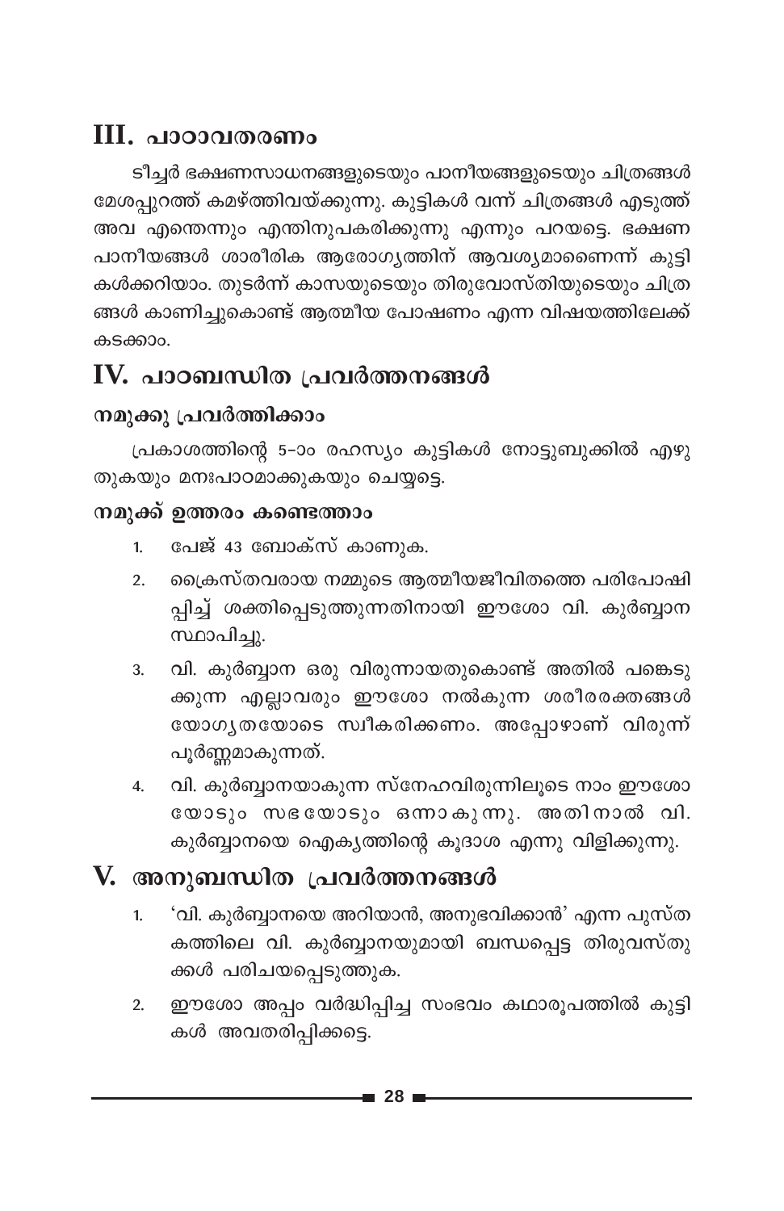## III. പാഠാവതരണം

ടീച്ചർ ഭക്ഷണസാധനങ്ങളുടെയും പാനീയങ്ങളുടെയും ചിത്രങ്ങൾ മേശപ്പുറത്ത് കമഴ്ത്തിവയ്ക്കുന്നു. കുട്ടികൾ വന്ന് ചിത്രങ്ങൾ എടുത്ത് അവ എന്തെന്നും എന്തിനുപകരിക്കുന്നു എന്നും പറയട്ടെ. ഭക്ഷണ പാനീയങ്ങൾ ശാരീരിക ആരോഗ്യത്തിന് ആവശ്യമാണെന്ന് കുട്ടികൾക്കറിയാം. തുടർന്ന് കാസയുടെയും തിരുവോസ്തിയുടെയും ചിത്രങ്ങൾ കാണിച്ചുകൊണ്ട് ആത്മീയ പോഷണം എന്ന വിഷയത്തിലേക്ക് കടക്കാം.

## IV. പാഠബന്ധിത പ്രവർത്തനങ്ങൾ

### നമുക്കു പ്രവർത്തിക്കാം

പ്രകാശത്തിന്റെ 5-ാം രഹസ്യം കുട്ടികൾ നോട്ടുബുക്കിൽ എഴുതുകയും മനഃപാഠമാക്കുകയും ചെയ്യട്ടെ.

### നമുക്ക് ഉത്തരം കണ്ടെത്താം

1. പേജ് 43 ബോക്സ് കാണുക.
2. ക്രൈസ്തവരായ നമ്മുടെ ആത്മീയജീവിതത്തെ പരിപോഷിപ്പിച്ച് ശക്തിപ്പെടുത്തുന്നതിനായി ഈശോ വി. കുർബ്ബാന സ്ഥാപിച്ചു.
3. വി. കുർബ്ബാന ഒരു വിരുന്നായതുകൊണ്ട് അതിൽ പങ്കെടുക്കുന്ന എല്ലാവരും ഈശോ നൽകുന്ന ശരീരരക്തങ്ങൾ യോഗ്യതയോടെ സ്വീകരിക്കണം. അപ്പോഴാണ് വിരുന്ന് പൂർണ്ണമാകുന്നത്.
4. വി. കുർബ്ബാനയാകുന്ന സ്നേഹവിരുന്നിലൂടെ നാം ഈശോയോടും സഭയോടും ഒന്നാകുന്നു. അതിനാൽ വി. കുർബ്ബാനയെ ഐക്യത്തിന്റെ കൂദാശ എന്നു വിളിക്കുന്നു.

## V. അനുബന്ധിത പ്രവർത്തനങ്ങൾ

1. 'വി. കുർബ്ബാനയെ അറിയാൻ, അനുഭവിക്കാൻ' എന്ന പുസ്തകത്തിലെ വി. കുർബ്ബാനയുമായി ബന്ധപ്പെട്ട തിരുവസ്തുക്കൾ പരിചയപ്പെടുത്തുക.
2. ഈശോ അപ്പം വർദ്ധിപ്പിച്ച സംഭവം കഥാരൂപത്തിൽ കുട്ടികൾ അവതരിപ്പിക്കട്ടെ.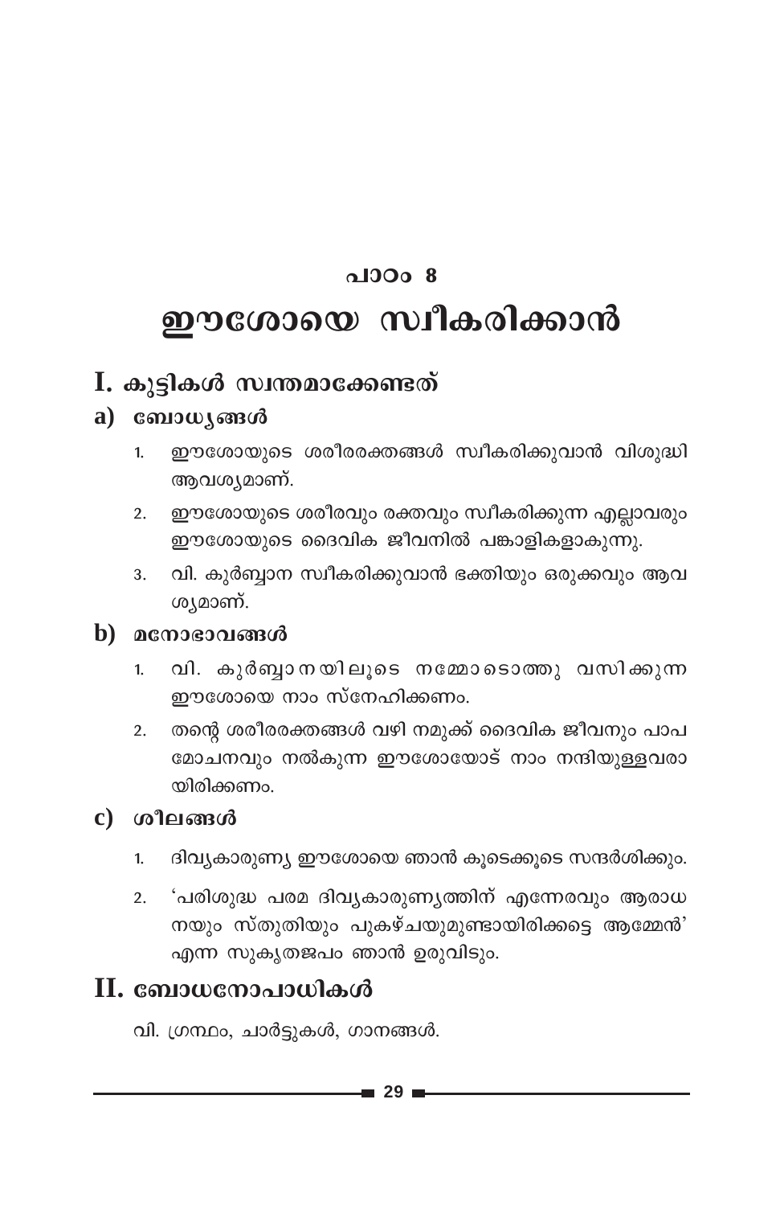പാഠം 8

# ഈശോയെ സ്വീകരിക്കാൻ

## I. കുട്ടികൾ സ്വന്തമാക്കേണ്ടത്

### a) ബോധ്യങ്ങൾ

1. ഈശോയുടെ ശരീരരക്തങ്ങൾ സ്വീകരിക്കുവാൻ വിശുദ്ധി ആവശ്യമാണ്.
2. ഈശോയുടെ ശരീരവും രക്തവും സ്വീകരിക്കുന്ന എല്ലാവരും ഈശോയുടെ ദൈവിക ജീവനിൽ പങ്കാളികളാകുന്നു.
3. വി. കുർബ്ബാന സ്വീകരിക്കുവാൻ ഭക്തിയും ഒരുക്കവും ആവശ്യമാണ്.

### b) മനോഭാവങ്ങൾ

1. വി. കുർബ്ബാനയിലൂടെ നമ്മോടൊത്തു വസിക്കുന്ന ഈശോയെ നാം സ്നേഹിക്കണം.
2. തന്റെ ശരീരരക്തങ്ങൾ വഴി നമുക്ക് ദൈവിക ജീവനും പാപമോചനവും നൽകുന്ന ഈശോയോട് നാം നന്ദിയുള്ളവരായിരിക്കണം.

### c) ശീലങ്ങൾ

1. ദിവ്യകാരുണ്യ ഈശോയെ ഞാൻ കൂടെക്കൂടെ സന്ദർശിക്കും.
2. 'പരിശുദ്ധ പരമ ദിവ്യകാരുണ്യത്തിന് എന്നേരവും ആരാധനയും സ്തുതിയും പുകഴ്ചയുമുണ്ടായിരിക്കട്ടെ ആമ്മേൻ' എന്ന സുകൃതജപം ഞാൻ ഉരുവിടും.

## II. ബോധനോപാധികൾ

വി. ഗ്രന്ഥം, ചാർട്ടുകൾ, ഗാനങ്ങൾ.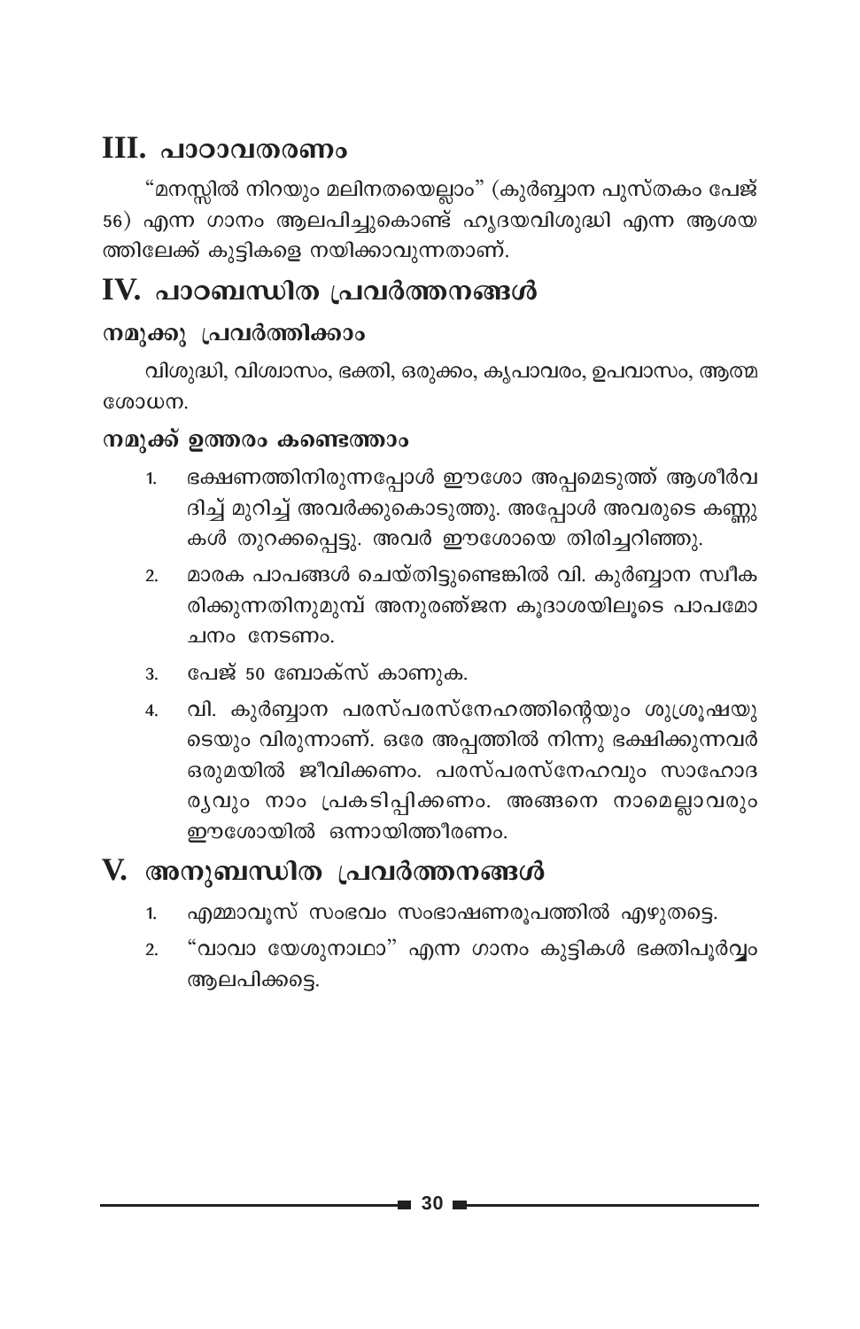## III. പാഠാവതരണം

"മനസ്സിൽ നിറയും മലിനതയെല്ലാം" (കുർബ്ബാന പുസ്തകം പേജ് 56) എന്ന ഗാനം ആലപിച്ചുകൊണ്ട് ഹൃദയവിശുദ്ധി എന്ന ആശയത്തിലേക്ക് കുട്ടികളെ നയിക്കാവുന്നതാണ്.

## IV. പാഠബന്ധിത പ്രവർത്തനങ്ങൾ

### നമുക്കു പ്രവർത്തിക്കാം

വിശുദ്ധി, വിശ്വാസം, ഭക്തി, ഒരുക്കം, കൃപാവരം, ഉപവാസം, ആത്മശോധന.

### നമുക്ക് ഉത്തരം കണ്ടെത്താം

1. ഭക്ഷണത്തിനിരുന്നപ്പോൾ ഈശോ അപ്പമെടുത്ത് ആശീർവദിച്ച് മുറിച്ച് അവർക്കുകൊടുത്തു. അപ്പോൾ അവരുടെ കണ്ണുകൾ തുറക്കപ്പെട്ടു. അവർ ഈശോയെ തിരിച്ചറിഞ്ഞു.
2. മാരക പാപങ്ങൾ ചെയ്തിട്ടുണ്ടെങ്കിൽ വി. കുർബ്ബാന സ്വീകരിക്കുന്നതിനുമുമ്പ് അനുരഞ്ജന കൂദാശയിലൂടെ പാപമോചനം നേടണം.
3. പേജ് 50 ബോക്സ് കാണുക.
4. വി. കുർബ്ബാന പരസ്പരസ്നേഹത്തിന്റെയും ശുശ്രൂഷയുടെയും വിരുന്നാണ്. ഒരേ അപ്പത്തിൽ നിന്നു ഭക്ഷിക്കുന്നവർ ഒരുമയിൽ ജീവിക്കണം. പരസ്പരസ്നേഹവും സാഹോദര്യവും നാം പ്രകടിപ്പിക്കണം. അങ്ങനെ നാമെല്ലാവരും ഈശോയിൽ ഒന്നായിത്തീരണം.

## V. അനുബന്ധിത പ്രവർത്തനങ്ങൾ

1. എമ്മാവൂസ് സംഭവം സംഭാഷണരൂപത്തിൽ എഴുതട്ടെ.
2. "വാവാ യേശുനാഥാ" എന്ന ഗാനം കുട്ടികൾ ഭക്തിപൂർവ്വം ആലപിക്കട്ടെ.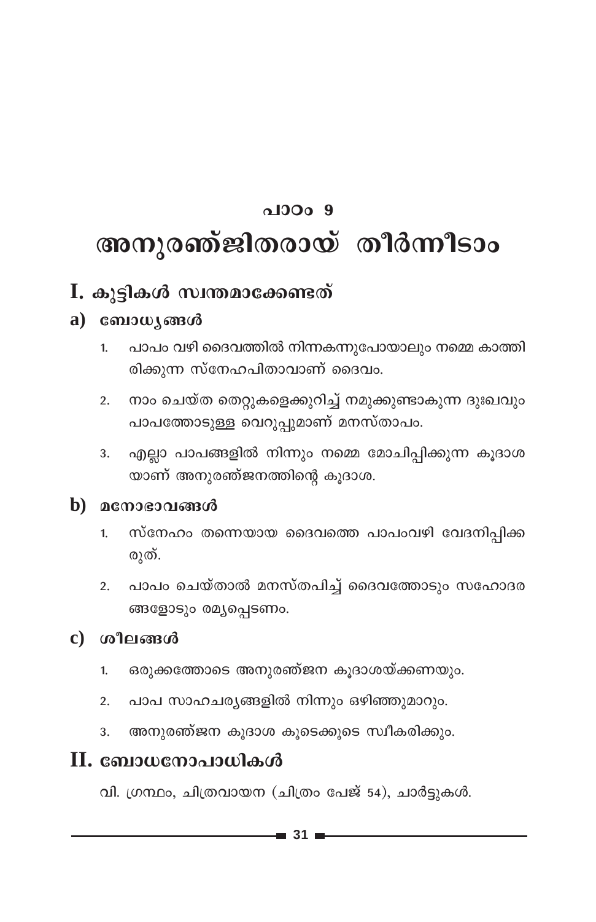പാഠം 9

# അനുരഞ്ജിതരായ് തീർന്നിടാം

## I. കുട്ടികൾ സ്വന്തമാക്കേണ്ടത്

### a) ബോധ്യങ്ങൾ

1. പാപം വഴി ദൈവത്തിൽ നിന്നകന്നുപോയാലും നമ്മെ കാത്തിരിക്കുന്ന സ്നേഹപിതാവാണ് ദൈവം.
2. നാം ചെയ്ത തെറ്റുകളെക്കുറിച്ച് നമുക്കുണ്ടാകുന്ന ദുഃഖവും പാപത്തോടുള്ള വെറുപ്പുമാണ് മനസ്താപം.
3. എല്ലാ പാപങ്ങളിൽ നിന്നും നമ്മെ മോചിപ്പിക്കുന്ന കൂദാശയാണ് അനുരഞ്ജനത്തിന്റെ കൂദാശ.

### b) മനോഭാവങ്ങൾ

1. സ്നേഹം തന്നെയായ ദൈവത്തെ പാപംവഴി വേദനിപ്പിക്കരുത്.
2. പാപം ചെയ്താൽ മനസ്തപിച്ച് ദൈവത്തോടും സഹോദരങ്ങളോടും രമ്യപ്പെടണം.

### c) ശീലങ്ങൾ

1. ഒരുക്കത്തോടെ അനുരഞ്ജന കൂദാശയ്ക്കണയും.
2. പാപ സാഹചര്യങ്ങളിൽ നിന്നും ഒഴിഞ്ഞുമാറും.
3. അനുരഞ്ജന കൂദാശ കൂടെക്കൂടെ സ്വീകരിക്കും.

## II. ബോധനോപാധികൾ

വി. ഗ്രന്ഥം, ചിത്രവായന (ചിത്രം പേജ് 54), ചാർട്ടുകൾ.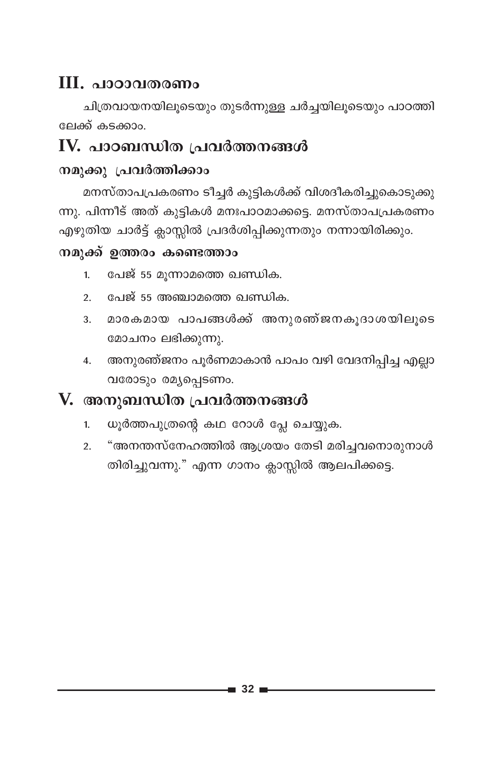## III. പാഠാവതരണം

ചിത്രവായനയിലൂടെയും തുടർന്നുള്ള ചർച്ചയിലൂടെയും പാഠത്തിലേക്ക് കടക്കാം.

## IV. പാഠബന്ധിത പ്രവർത്തനങ്ങൾ

### നമുക്കു പ്രവർത്തിക്കാം

മനസ്താപപ്രകരണം ടീച്ചർ കുട്ടികൾക്ക് വിശദീകരിച്ചുകൊടുക്കുന്നു. പിന്നീട് അത് കുട്ടികൾ മനഃപാഠമാക്കട്ടെ. മനസ്താപപ്രകരണം എഴുതിയ ചാർട്ട് ക്ലാസ്സിൽ പ്രദർശിപ്പിക്കുന്നതും നന്നായിരിക്കും.

### നമുക്ക് ഉത്തരം കണ്ടെത്താം

1. പേജ് 55 മൂന്നാമത്തെ ഖണ്ഡിക.
2. പേജ് 55 അഞ്ചാമത്തെ ഖണ്ഡിക.
3. മാരകമായ പാപങ്ങൾക്ക് അനുരഞ്ജനകൂദാശയിലൂടെ മോചനം ലഭിക്കുന്നു.
4. അനുരഞ്ജനം പൂർണമാകാൻ പാപം വഴി വേദനിപ്പിച്ച എല്ലാവരോടും രമ്യപ്പെടണം.

## V. അനുബന്ധിത പ്രവർത്തനങ്ങൾ

1. ധൂർത്തപുത്രന്റെ കഥ റോൾ പ്ലേ ചെയ്യുക.
2. "അനന്തസ്നേഹത്തിൽ ആശ്രയം തേടി മരിച്ചവനൊരുനാൾ തിരിച്ചുവന്നു." എന്ന ഗാനം ക്ലാസ്സിൽ ആലപിക്കട്ടെ.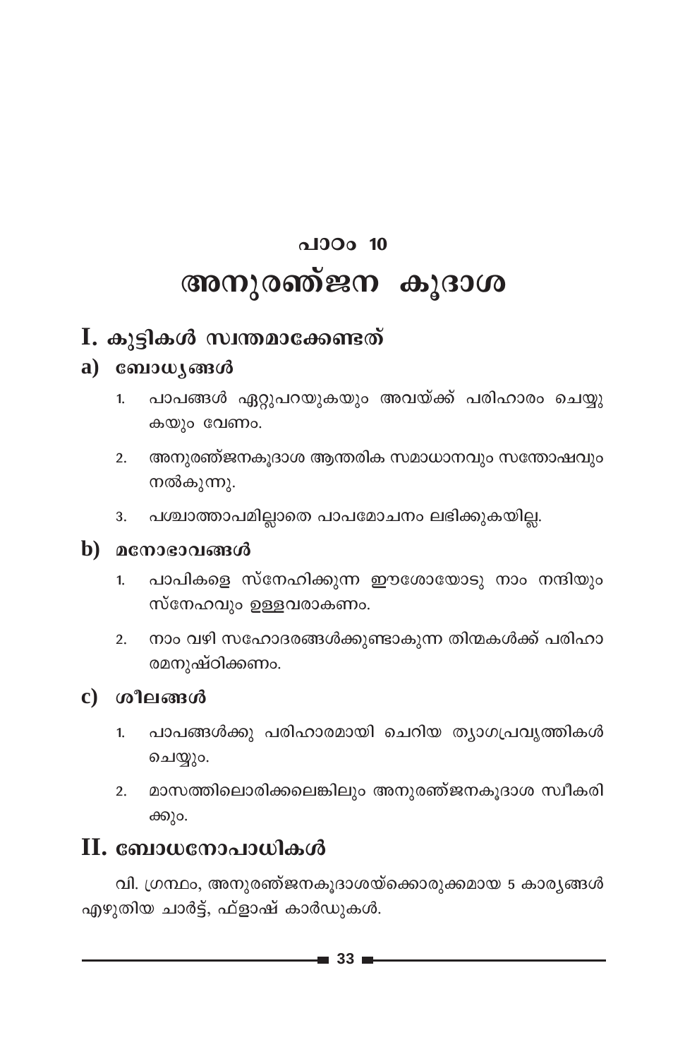## പാഠം 10

# അനുരഞ്ജന കൂദാശ

## I. കുട്ടികൾ സ്വന്തമാക്കേണ്ടത്

### a) ബോധ്യങ്ങൾ

1. പാപങ്ങൾ ഏറ്റുപറയുകയും അവയ്ക്ക് പരിഹാരം ചെയ്യുകയും വേണം.
2. അനുരഞ്ജനകൂദാശ ആന്തരിക സമാധാനവും സന്തോഷവും നൽകുന്നു.
3. പശ്ചാത്താപമില്ലാതെ പാപമോചനം ലഭിക്കുകയില്ല.

### b) മനോഭാവങ്ങൾ

1. പാപികളെ സ്നേഹിക്കുന്ന ഈശോയോടു നാം നന്ദിയും സ്നേഹവും ഉള്ളവരാകണം.
2. നാം വഴി സഹോദരങ്ങൾക്കുണ്ടാകുന്ന തിന്മകൾക്ക് പരിഹാരമനുഷ്ഠിക്കണം.

### c) ശീലങ്ങൾ

1. പാപങ്ങൾക്കു പരിഹാരമായി ചെറിയ ത്യാഗപ്രവൃത്തികൾ ചെയ്യും.
2. മാസത്തിലൊരിക്കലെങ്കിലും അനുരഞ്ജനകൂദാശ സ്വീകരിക്കും.

## II. ബോധനോപാധികൾ

വി. ഗ്രന്ഥം, അനുരഞ്ജനകൂദാശയ്ക്കൊരുക്കമായ 5 കാര്യങ്ങൾ എഴുതിയ ചാർട്ട്, ഫ്ളാഷ് കാർഡുകൾ.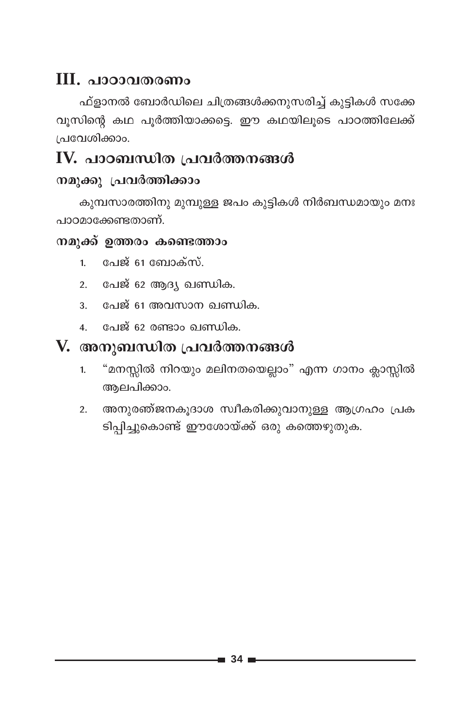## III. പാഠാവതരണം

ഫ്ളാനൽ ബോർഡിലെ ചിത്രങ്ങൾക്കനുസരിച്ച് കുട്ടികൾ സക്കേവൂസിന്റെ കഥ പൂർത്തിയാക്കട്ടെ. ഈ കഥയിലൂടെ പാഠത്തിലേക്ക് പ്രവേശിക്കാം.

## IV. പാഠബന്ധിത പ്രവർത്തനങ്ങൾ

### നമുക്കു പ്രവർത്തിക്കാം

കുമ്പസാരത്തിനു മുമ്പുള്ള ജപം കുട്ടികൾ നിർബന്ധമായും മനഃപാഠമാക്കേണ്ടതാണ്.

### നമുക്ക് ഉത്തരം കണ്ടെത്താം

1. പേജ് 61 ബോക്സ്.
2. പേജ് 62 ആദ്യ ഖണ്ഡിക.
3. പേജ് 61 അവസാന ഖണ്ഡിക.
4. പേജ് 62 രണ്ടാം ഖണ്ഡിക.

## V. അനുബന്ധിത പ്രവർത്തനങ്ങൾ

1. "മനസ്സിൽ നിറയും മലിനതയെല്ലാം" എന്ന ഗാനം ക്ലാസ്സിൽ ആലപിക്കാം.
2. അനുരഞ്ജനകൂദാശ സ്വീകരിക്കുവാനുള്ള ആഗ്രഹം പ്രകടിപ്പിച്ചുകൊണ്ട് ഈശോയ്ക്ക് ഒരു കത്തെഴുതുക.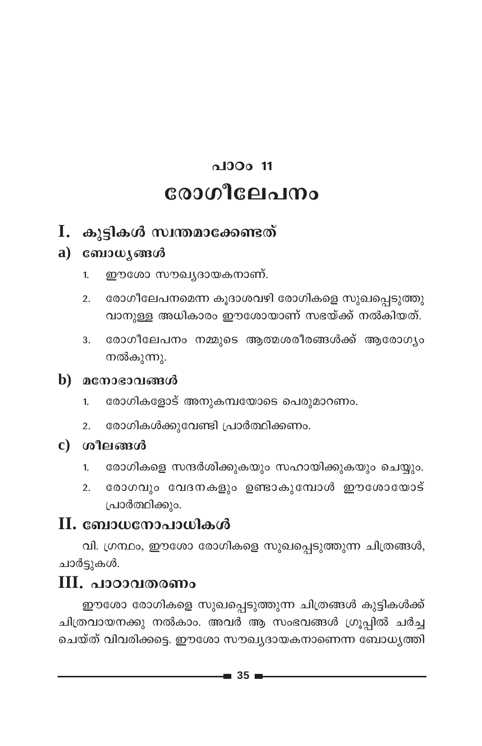# പാഠം 11

# രോഗീലേപനം

## I. കുട്ടികൾ സ്വന്തമാക്കേണ്ടത്

### a) ബോധ്യങ്ങൾ

1. ഈശോ സൗഖ്യദായകനാണ്.
2. രോഗീലേപനമെന്ന കൂദാശവഴി രോഗികളെ സുഖപ്പെടുത്തുവാനുള്ള അധികാരം ഈശോയാണ് സഭയ്ക്ക് നൽകിയത്.
3. രോഗീലേപനം നമ്മുടെ ആത്മശരീരങ്ങൾക്ക് ആരോഗ്യം നൽകുന്നു.

### b) മനോഭാവങ്ങൾ

1. രോഗികളോട് അനുകമ്പയോടെ പെരുമാറണം.
2. രോഗികൾക്കുവേണ്ടി പ്രാർത്ഥിക്കണം.

### c) ശീലങ്ങൾ

1. രോഗികളെ സന്ദർശിക്കുകയും സഹായിക്കുകയും ചെയ്യും.
2. രോഗവും വേദനകളും ഉണ്ടാകുമ്പോൾ ഈശോയോട് പ്രാർത്ഥിക്കും.

## II. ബോധനോപാധികൾ

വി. ഗ്രന്ഥം, ഈശോ രോഗികളെ സുഖപ്പെടുത്തുന്ന ചിത്രങ്ങൾ, ചാർട്ടുകൾ.

## III. പാഠാവതരണം

ഈശോ രോഗികളെ സുഖപ്പെടുത്തുന്ന ചിത്രങ്ങൾ കുട്ടികൾക്ക് ചിത്രവായനക്കു നൽകാം. അവർ ആ സംഭവങ്ങൾ ഗ്രൂപ്പിൽ ചർച്ച ചെയ്ത് വിവരിക്കട്ടെ. ഈശോ സൗഖ്യദായകനാണെന്ന ബോധ്യത്തി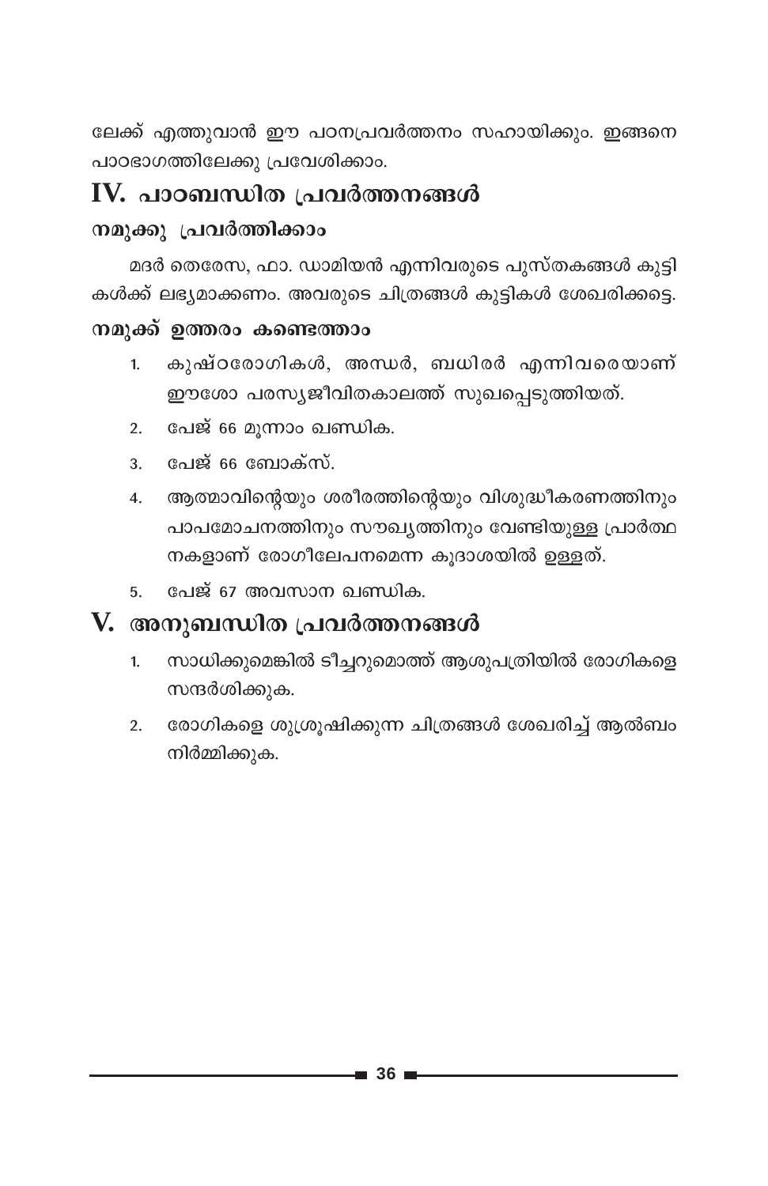ലേക്ക് എത്തുവാൻ ഈ പഠനപ്രവർത്തനം സഹായിക്കും. ഇങ്ങനെ പാഠഭാഗത്തിലേക്കു പ്രവേശിക്കാം.

## IV. പാഠബന്ധിത പ്രവർത്തനങ്ങൾ

### നമുക്കു പ്രവർത്തിക്കാം

മദർ തെരേസ, ഫാ. ഡാമിയൻ എന്നിവരുടെ പുസ്തകങ്ങൾ കുട്ടികൾക്ക് ലഭ്യമാക്കണം. അവരുടെ ചിത്രങ്ങൾ കുട്ടികൾ ശേഖരിക്കട്ടെ.

### നമുക്ക് ഉത്തരം കണ്ടെത്താം

1. കുഷ്ഠരോഗികൾ, അന്ധർ, ബധിരർ എന്നിവരെയാണ് ഈശോ പരസ്യജീവിതകാലത്ത് സുഖപ്പെടുത്തിയത്.
2. പേജ് 66 മൂന്നാം ഖണ്ഡിക.
3. പേജ് 66 ബോക്സ്.
4. ആത്മാവിന്റെയും ശരീരത്തിന്റെയും വിശുദ്ധീകരണത്തിനും പാപമോചനത്തിനും സൗഖ്യത്തിനും വേണ്ടിയുള്ള പ്രാർത്ഥനകളാണ് രോഗീലേപനമെന്ന കൂദാശയിൽ ഉള്ളത്.
5. പേജ് 67 അവസാന ഖണ്ഡിക.

## V. അനുബന്ധിത പ്രവർത്തനങ്ങൾ

1. സാധിക്കുമെങ്കിൽ ടീച്ചറുമൊത്ത് ആശുപത്രിയിൽ രോഗികളെ സന്ദർശിക്കുക.
2. രോഗികളെ ശുശ്രൂഷിക്കുന്ന ചിത്രങ്ങൾ ശേഖരിച്ച് ആൽബം നിർമ്മിക്കുക.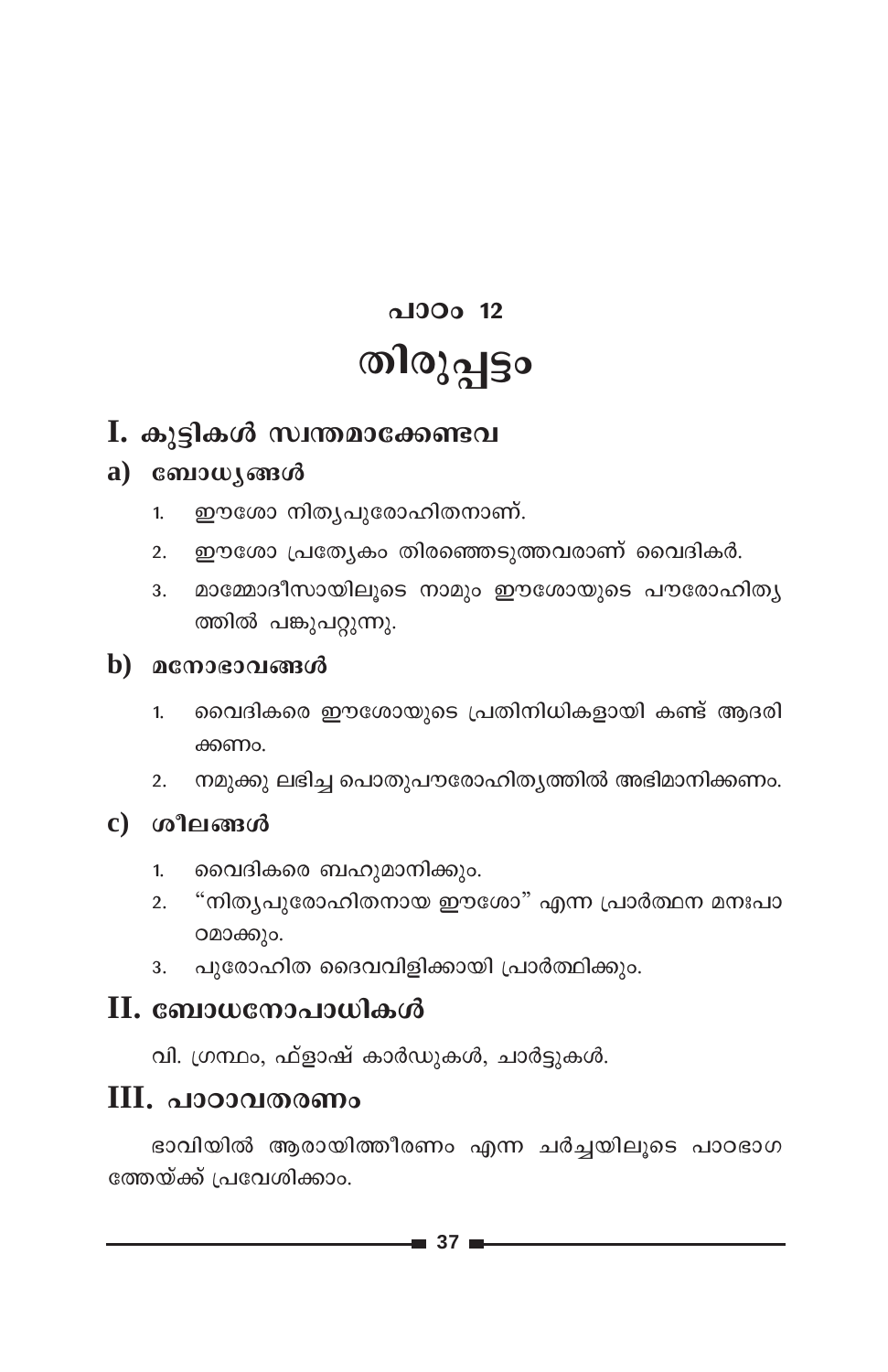## പാഠം 12

# തിരുപ്പട്ടം

## I. കുട്ടികൾ സ്വന്തമാക്കേണ്ടവ

### a) ബോധ്യങ്ങൾ

1. ഈശോ നിത്യപുരോഹിതനാണ്.
2. ഈശോ പ്രത്യേകം തിരഞ്ഞെടുത്തവരാണ് വൈദികർ.
3. മാമ്മോദീസായിലൂടെ നാമും ഈശോയുടെ പൗരോഹിത്യത്തിൽ പങ്കുപറ്റുന്നു.

### b) മനോഭാവങ്ങൾ

1. വൈദികരെ ഈശോയുടെ പ്രതിനിധികളായി കണ്ട് ആദരിക്കണം.
2. നമുക്കു ലഭിച്ച പൊതുപൗരോഹിത്യത്തിൽ അഭിമാനിക്കണം.

### c) ശീലങ്ങൾ

1. വൈദികരെ ബഹുമാനിക്കും.
2. "നിത്യപുരോഹിതനായ ഈശോ" എന്ന പ്രാർത്ഥന മനഃപാഠമാക്കും.
3. പുരോഹിത ദൈവവിളിക്കായി പ്രാർത്ഥിക്കും.

## II. ബോധനോപാധികൾ

വി. ഗ്രന്ഥം, ഫ്ളാഷ് കാർഡുകൾ, ചാർട്ടുകൾ.

## III. പാഠാവതരണം

ഭാവിയിൽ ആരായിത്തീരണം എന്ന ചർച്ചയിലൂടെ പാഠഭാഗത്തേയ്ക്ക് പ്രവേശിക്കാം.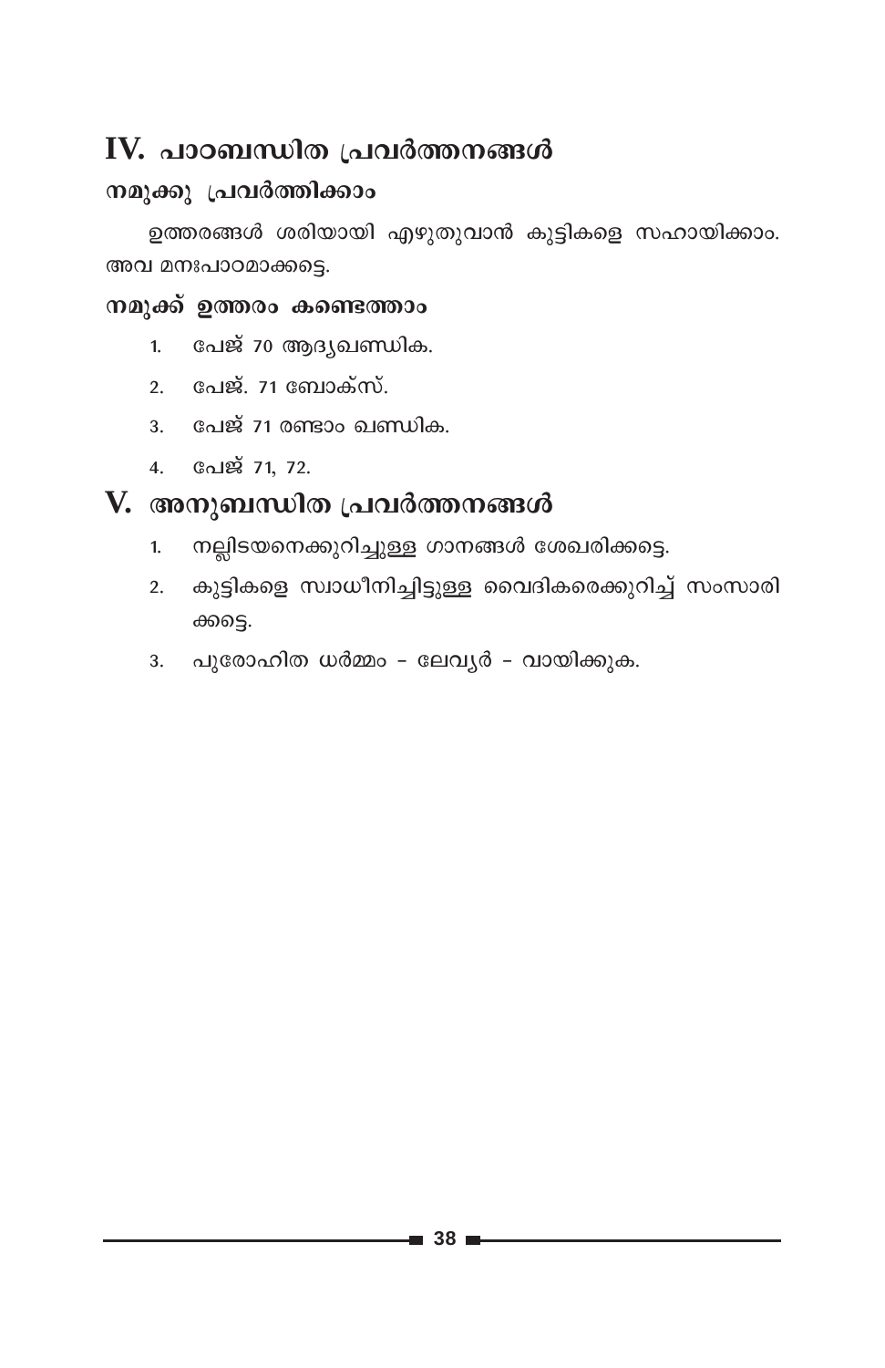## IV. പാഠബന്ധിത പ്രവർത്തനങ്ങൾ

### നമുക്കു പ്രവർത്തിക്കാം

ഉത്തരങ്ങൾ ശരിയായി എഴുതുവാൻ കുട്ടികളെ സഹായിക്കാം. അവ മനഃപാഠമാക്കട്ടെ.

### നമുക്ക് ഉത്തരം കണ്ടെത്താം

1. പേജ് 70 ആദ്യഖണ്ഡിക.
2. പേജ്. 71 ബോക്സ്.
3. പേജ് 71 രണ്ടാം ഖണ്ഡിക.
4. പേജ് 71, 72.

## V. അനുബന്ധിത പ്രവർത്തനങ്ങൾ

1. നല്ലിടയനെക്കുറിച്ചുള്ള ഗാനങ്ങൾ ശേഖരിക്കട്ടെ.
2. കുട്ടികളെ സ്വാധീനിച്ചിട്ടുള്ള വൈദികരെക്കുറിച്ച് സംസാരിക്കട്ടെ.
3. പുരോഹിത ധർമ്മം - ലേവ്യർ - വായിക്കുക.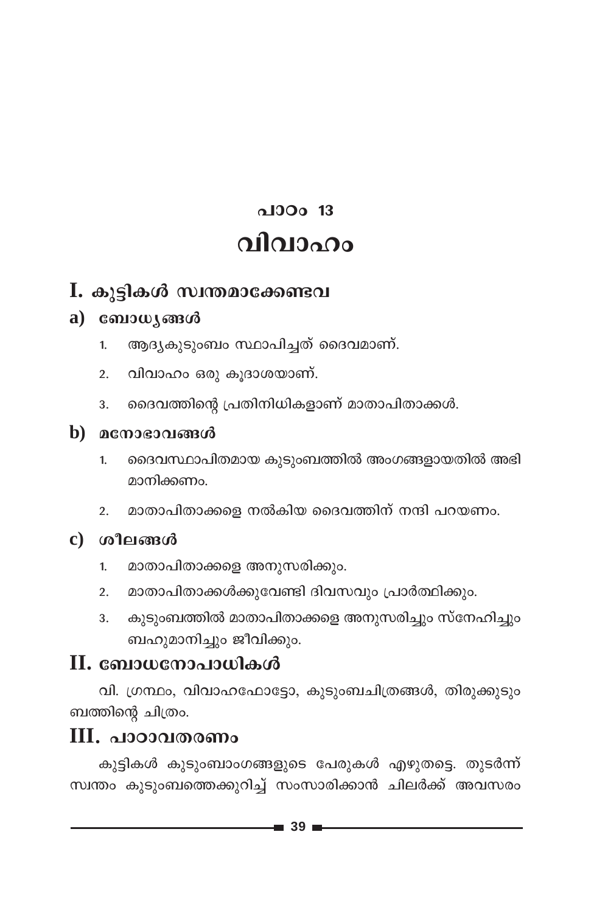## പാഠം 13

# വിവാഹം

## I. കുട്ടികൾ സ്വന്തമാക്കേണ്ടവ

### a) ബോധ്യങ്ങൾ

1. ആദ്യകുടുംബം സ്ഥാപിച്ചത് ദൈവമാണ്.
2. വിവാഹം ഒരു കൂദാശയാണ്.
3. ദൈവത്തിന്റെ പ്രതിനിധികളാണ് മാതാപിതാക്കൾ.

### b) മനോഭാവങ്ങൾ

1. ദൈവസ്ഥാപിതമായ കുടുംബത്തിൽ അംഗങ്ങളായതിൽ അഭിമാനിക്കണം.
2. മാതാപിതാക്കളെ നൽകിയ ദൈവത്തിന് നന്ദി പറയണം.

### c) ശീലങ്ങൾ

1. മാതാപിതാക്കളെ അനുസരിക്കും.
2. മാതാപിതാക്കൾക്കുവേണ്ടി ദിവസവും പ്രാർത്ഥിക്കും.
3. കുടുംബത്തിൽ മാതാപിതാക്കളെ അനുസരിച്ചും സ്നേഹിച്ചും ബഹുമാനിച്ചും ജീവിക്കും.

## II. ബോധനോപാധികൾ

വി. ഗ്രന്ഥം, വിവാഹഫോട്ടോ, കുടുംബചിത്രങ്ങൾ, തിരുക്കുടുംബത്തിന്റെ ചിത്രം.

## III. പാഠാവതരണം

കുട്ടികൾ കുടുംബാംഗങ്ങളുടെ പേരുകൾ എഴുതട്ടെ. തുടർന്ന് സ്വന്തം കുടുംബത്തെക്കുറിച്ച് സംസാരിക്കാൻ ചിലർക്ക് അവസരം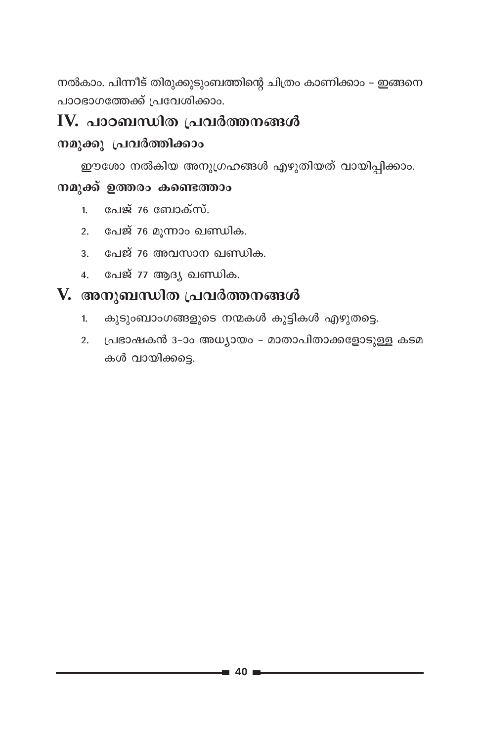നൽകാം. പിന്നീട് തിരുക്കുടുംബത്തിന്റെ ചിത്രം കാണിക്കാം - ഇങ്ങനെ പാഠഭാഗത്തേക്ക് പ്രവേശിക്കാം.

## IV. പാഠബന്ധിത പ്രവർത്തനങ്ങൾ

### നമുക്കു പ്രവർത്തിക്കാം

ഈശോ നൽകിയ അനുഗ്രഹങ്ങൾ എഴുതിയത് വായിപ്പിക്കാം.

### നമുക്ക് ഉത്തരം കണ്ടെത്താം

1. പേജ് 76 ബോക്സ്.
2. പേജ് 76 മൂന്നാം ഖണ്ഡിക.
3. പേജ് 76 അവസാന ഖണ്ഡിക.
4. പേജ് 77 ആദ്യ ഖണ്ഡിക.

## V. അനുബന്ധിത പ്രവർത്തനങ്ങൾ

1. കുടുംബാംഗങ്ങളുടെ നന്മകൾ കുട്ടികൾ എഴുതട്ടെ.
2. പ്രഭാഷകൻ 3-ാം അധ്യായം - മാതാപിതാക്കളോടുള്ള കടമകൾ വായിക്കട്ടെ.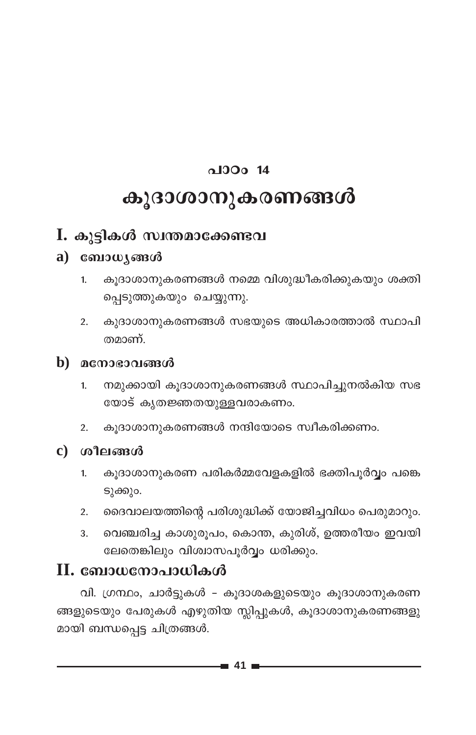## പാഠം 14

# കൂദാശാനുകരണങ്ങൾ

## I. കുട്ടികൾ സ്വന്തമാക്കേണ്ടവ

### a) ബോധ്യങ്ങൾ

1. കൂദാശാനുകരണങ്ങൾ നമ്മെ വിശുദ്ധീകരിക്കുകയും ശക്തിപ്പെടുത്തുകയും ചെയ്യുന്നു.
2. കുദാശാനുകരണങ്ങൾ സഭയുടെ അധികാരത്താൽ സ്ഥാപിതമാണ്.

### b) മനോഭാവങ്ങൾ

1. നമുക്കായി കൂദാശാനുകരണങ്ങൾ സ്ഥാപിച്ചുനൽകിയ സഭയോട് കൃതജ്ഞതയുള്ളവരാകണം.
2. കൂദാശാനുകരണങ്ങൾ നന്ദിയോടെ സ്വീകരിക്കണം.

### c) ശീലങ്ങൾ

1. കൂദാശാനുകരണ പരികർമ്മവേളകളിൽ ഭക്തിപൂർവ്വം പങ്കെടുക്കും.
2. ദൈവാലയത്തിന്റെ പരിശുദ്ധിക്ക് യോജിച്ചവിധം പെരുമാറും.
3. വെഞ്ചരിച്ച കാശുരൂപം, കൊന്ത, കുരിശ്, ഉത്തരീയം ഇവയിലേതെങ്കിലും വിശ്വാസപൂർവ്വം ധരിക്കും.

## II. ബോധനോപാധികൾ

വി. ഗ്രന്ഥം, ചാർട്ടുകൾ - കൂദാശകളുടെയും കൂദാശാനുകരണങ്ങളുടെയും പേരുകൾ എഴുതിയ സ്ലിപ്പുകൾ, കൂദാശാനുകരണങ്ങളുമായി ബന്ധപ്പെട്ട ചിത്രങ്ങൾ.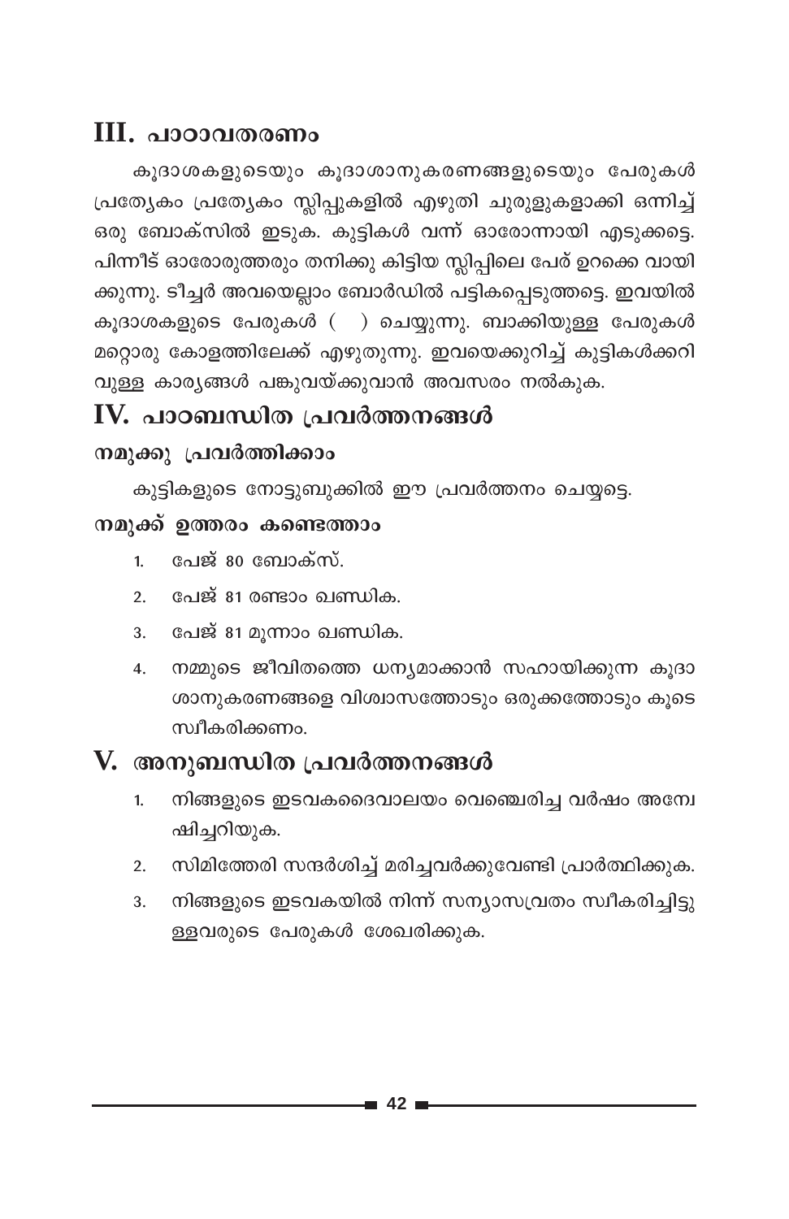## III. പാഠാവതരണം

കൂദാശകളുടെയും കൂദാശാനുകരണങ്ങളുടെയും പേരുകൾ പ്രത്യേകം പ്രത്യേകം സ്ലിപ്പുകളിൽ എഴുതി ചുരുളുകളാക്കി ഒന്നിച്ച് ഒരു ബോക്സിൽ ഇടുക. കുട്ടികൾ വന്ന് ഓരോന്നായി എടുക്കട്ടെ. പിന്നീട് ഓരോരുത്തരും തനിക്കു കിട്ടിയ സ്ലിപ്പിലെ പേര് ഉറക്കെ വായിക്കുന്നു. ടീച്ചർ അവയെല്ലാം ബോർഡിൽ പട്ടികപ്പെടുത്തട്ടെ. ഇവയിൽ കൂദാശകളുടെ പേരുകൾ ( ) ചെയ്യുന്നു. ബാക്കിയുള്ള പേരുകൾ മറ്റൊരു കോളത്തിലേക്ക് എഴുതുന്നു. ഇവയെക്കുറിച്ച് കുട്ടികൾക്കറിവുള്ള കാര്യങ്ങൾ പങ്കുവയ്ക്കുവാൻ അവസരം നൽകുക.

## IV. പാഠബന്ധിത പ്രവർത്തനങ്ങൾ

### നമുക്കു പ്രവർത്തിക്കാം

കുട്ടികളുടെ നോട്ടുബുക്കിൽ ഈ പ്രവർത്തനം ചെയ്യട്ടെ.

### നമുക്ക് ഉത്തരം കണ്ടെത്താം

1. പേജ് 80 ബോക്സ്.
2. പേജ് 81 രണ്ടാം ഖണ്ഡിക.
3. പേജ് 81 മൂന്നാം ഖണ്ഡിക.
4. നമ്മുടെ ജീവിതത്തെ ധന്യമാക്കാൻ സഹായിക്കുന്ന കൂദാശാനുകരണങ്ങളെ വിശ്വാസത്തോടും ഒരുക്കത്തോടും കൂടെ സ്വീകരിക്കണം.

## V. അനുബന്ധിത പ്രവർത്തനങ്ങൾ

1. നിങ്ങളുടെ ഇടവകദൈവാലയം വെഞ്ചെരിച്ച വർഷം അന്വേഷിച്ചറിയുക.
2. സിമിത്തേരി സന്ദർശിച്ച് മരിച്ചവർക്കുവേണ്ടി പ്രാർത്ഥിക്കുക.
3. നിങ്ങളുടെ ഇടവകയിൽ നിന്ന് സന്യാസവ്രതം സ്വീകരിച്ചിട്ടുള്ളവരുടെ പേരുകൾ ശേഖരിക്കുക.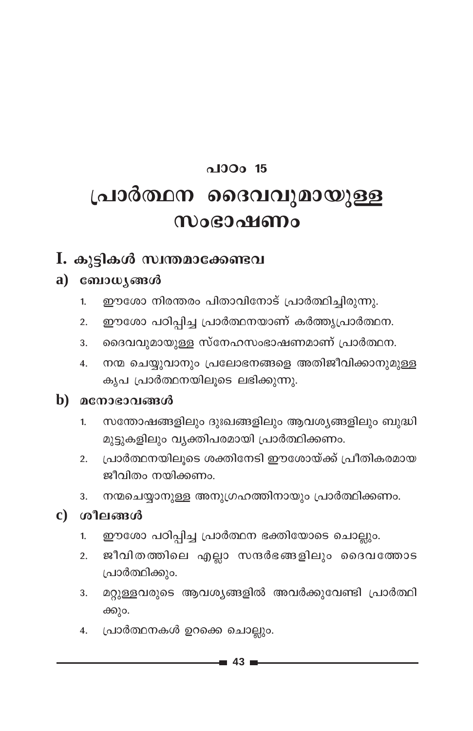## പാഠം 15

# പ്രാർത്ഥന ദൈവവുമായുള്ള സംഭാഷണം

## I. കുട്ടികൾ സ്വന്തമാക്കേണ്ടവ

### a) ബോധ്യങ്ങൾ

1. ഈശോ നിരന്തരം പിതാവിനോട് പ്രാർത്ഥിച്ചിരുന്നു.
2. ഈശോ പഠിപ്പിച്ച പ്രാർത്ഥനയാണ് കർത്തൃപ്രാർത്ഥന.
3. ദൈവവുമായുള്ള സ്നേഹസംഭാഷണമാണ് പ്രാർത്ഥന.
4. നന്മ ചെയ്യുവാനും പ്രലോഭനങ്ങളെ അതിജീവിക്കാനുമുള്ള കൃപ പ്രാർത്ഥനയിലൂടെ ലഭിക്കുന്നു.

### b) മനോഭാവങ്ങൾ

1. സന്തോഷങ്ങളിലും ദുഃഖങ്ങളിലും ആവശ്യങ്ങളിലും ബുദ്ധിമുട്ടുകളിലും വ്യക്തിപരമായി പ്രാർത്ഥിക്കണം.
2. പ്രാർത്ഥനയിലൂടെ ശക്തിനേടി ഈശോയ്ക്ക് പ്രീതികരമായ ജീവിതം നയിക്കണം.
3. നന്മചെയ്യാനുള്ള അനുഗ്രഹത്തിനായും പ്രാർത്ഥിക്കണം.

### c) ശീലങ്ങൾ

1. ഈശോ പഠിപ്പിച്ച പ്രാർത്ഥന ഭക്തിയോടെ ചൊല്ലും.
2. ജീവിതത്തിലെ എല്ലാ സന്ദർഭങ്ങളിലും ദൈവത്തോട പ്രാർത്ഥിക്കും.
3. മറ്റുള്ളവരുടെ ആവശ്യങ്ങളിൽ അവർക്കുവേണ്ടി പ്രാർത്ഥിക്കും.
4. പ്രാർത്ഥനകൾ ഉറക്കെ ചൊല്ലും.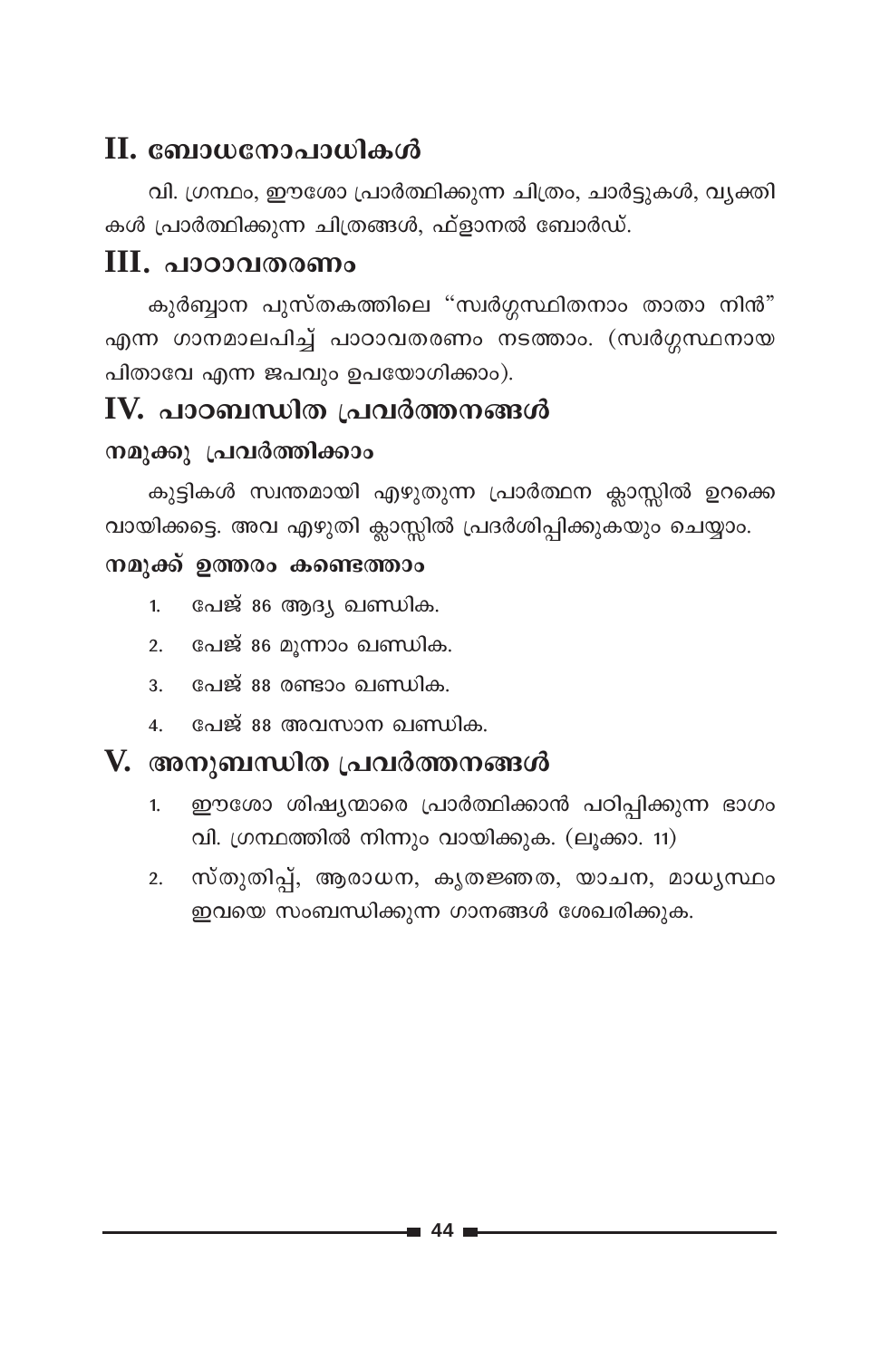## II. ബോധനോപാധികൾ

വി. ഗ്രന്ഥം, ഈശോ പ്രാർത്ഥിക്കുന്ന ചിത്രം, ചാർട്ടുകൾ, വ്യക്തികൾ പ്രാർത്ഥിക്കുന്ന ചിത്രങ്ങൾ, ഫ്ളാനൽ ബോർഡ്.

## III. പാഠാവതരണം

കുർബ്ബാന പുസ്തകത്തിലെ "സ്വർഗ്ഗസ്ഥിതനാം താതാ നിൻ" എന്ന ഗാനമാലപിച്ച് പാഠാവതരണം നടത്താം. (സ്വർഗ്ഗസ്ഥനായ പിതാവേ എന്ന ജപവും ഉപയോഗിക്കാം).

## IV. പാഠബന്ധിത പ്രവർത്തനങ്ങൾ

### നമുക്കു പ്രവർത്തിക്കാം

കുട്ടികൾ സ്വന്തമായി എഴുതുന്ന പ്രാർത്ഥന ക്ലാസ്സിൽ ഉറക്കെ വായിക്കട്ടെ. അവ എഴുതി ക്ലാസ്സിൽ പ്രദർശിപ്പിക്കുകയും ചെയ്യാം.

### നമുക്ക് ഉത്തരം കണ്ടെത്താം

1. പേജ് 86 ആദ്യ ഖണ്ഡിക.
2. പേജ് 86 മൂന്നാം ഖണ്ഡിക.
3. പേജ് 88 രണ്ടാം ഖണ്ഡിക.
4. പേജ് 88 അവസാന ഖണ്ഡിക.

## V. അനുബന്ധിത പ്രവർത്തനങ്ങൾ

1. ഈശോ ശിഷ്യന്മാരെ പ്രാർത്ഥിക്കാൻ പഠിപ്പിക്കുന്ന ഭാഗം വി. ഗ്രന്ഥത്തിൽ നിന്നും വായിക്കുക. (ലൂക്കാ. 11)
2. സ്തുതിപ്പ്, ആരാധന, കൃതജ്ഞത, യാചന, മാദ്ധ്യസ്ഥം ഇവയെ സംബന്ധിക്കുന്ന ഗാനങ്ങൾ ശേഖരിക്കുക.